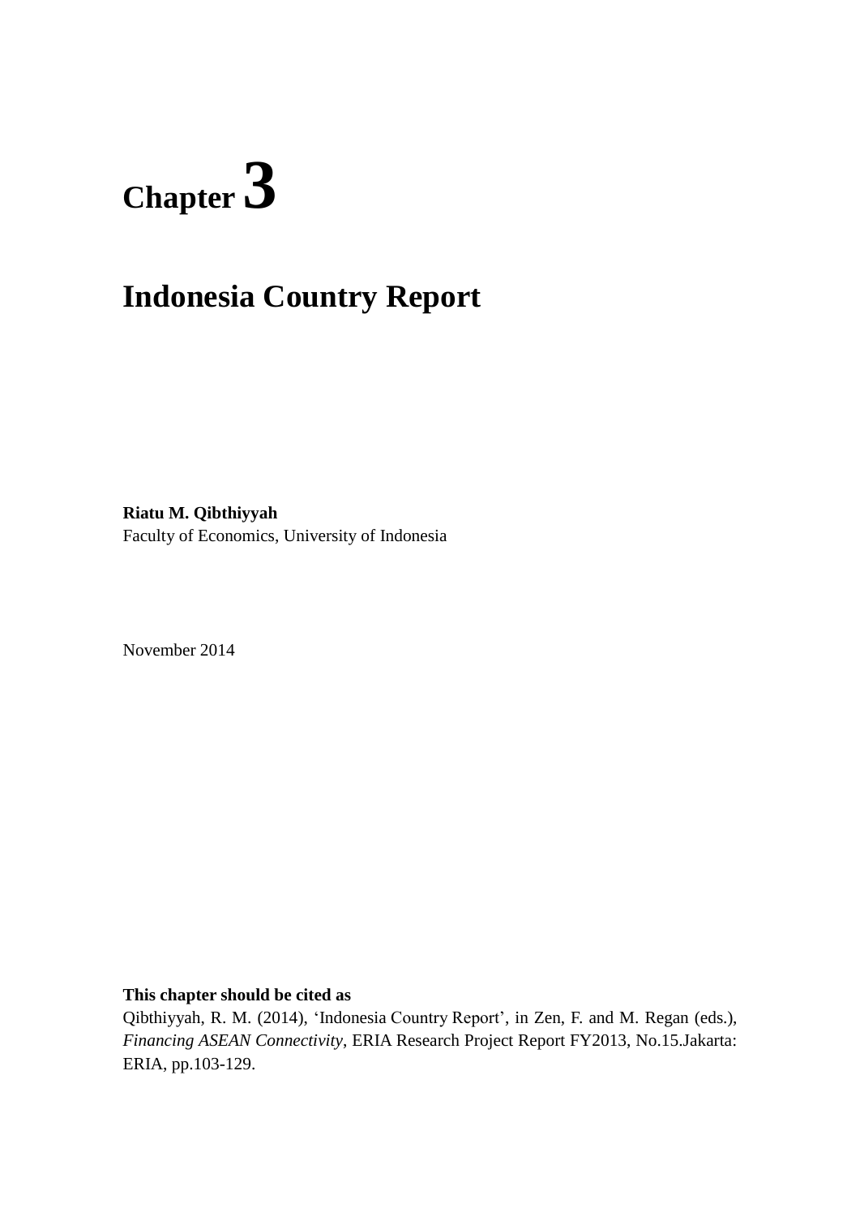# Chapter 3

## Indonesia Country Report

**Riatu M. Qibthiyyah**
Faculty of Economics, University of Indonesia

November 2014

**This chapter should be cited as**
Qibthiyyah, R. M. (2014), 'Indonesia Country Report', in Zen, F. and M. Regan (eds.), *Financing ASEAN Connectivity*, ERIA Research Project Report FY2013, No.15.Jakarta: ERIA, pp.103-129.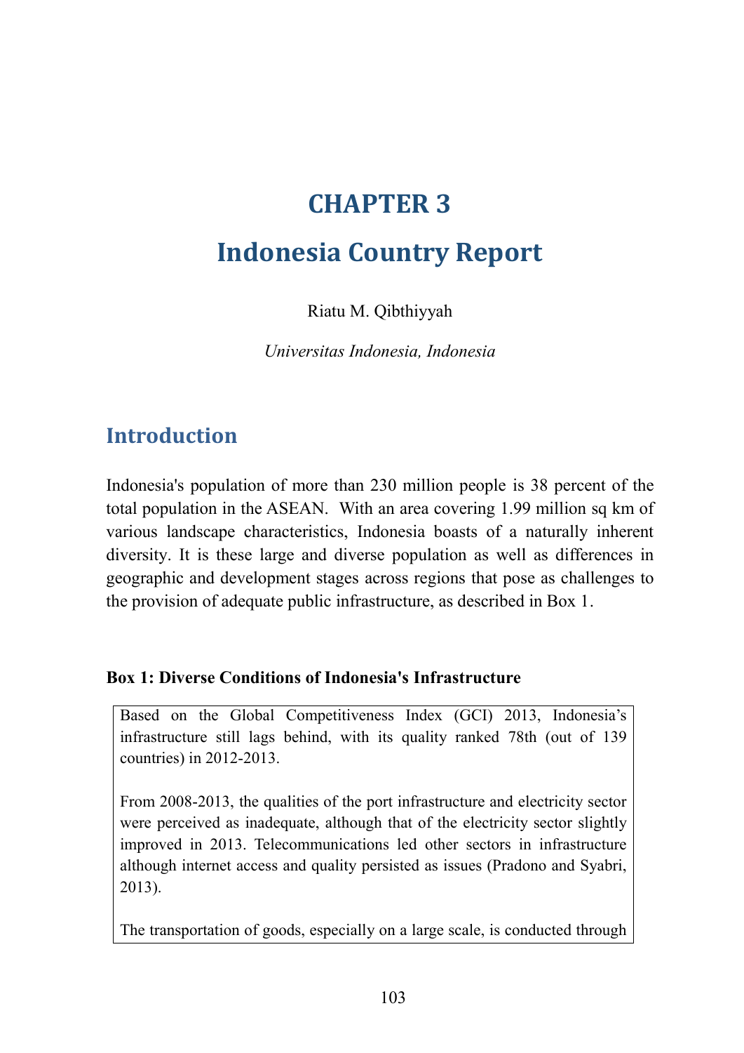# CHAPTER 3

# Indonesia Country Report

Riatu M. Qibthiyyah

*Universitas Indonesia, Indonesia*

## Introduction

Indonesia's population of more than 230 million people is 38 percent of the total population in the ASEAN. With an area covering 1.99 million sq km of various landscape characteristics, Indonesia boasts of a naturally inherent diversity. It is these large and diverse population as well as differences in geographic and development stages across regions that pose as challenges to the provision of adequate public infrastructure, as described in Box 1.

**Box 1: Diverse Conditions of Indonesia's Infrastructure**

Based on the Global Competitiveness Index (GCI) 2013, Indonesia's infrastructure still lags behind, with its quality ranked 78th (out of 139 countries) in 2012-2013.

From 2008-2013, the qualities of the port infrastructure and electricity sector were perceived as inadequate, although that of the electricity sector slightly improved in 2013. Telecommunications led other sectors in infrastructure although internet access and quality persisted as issues (Pradono and Syabri, 2013).

The transportation of goods, especially on a large scale, is conducted through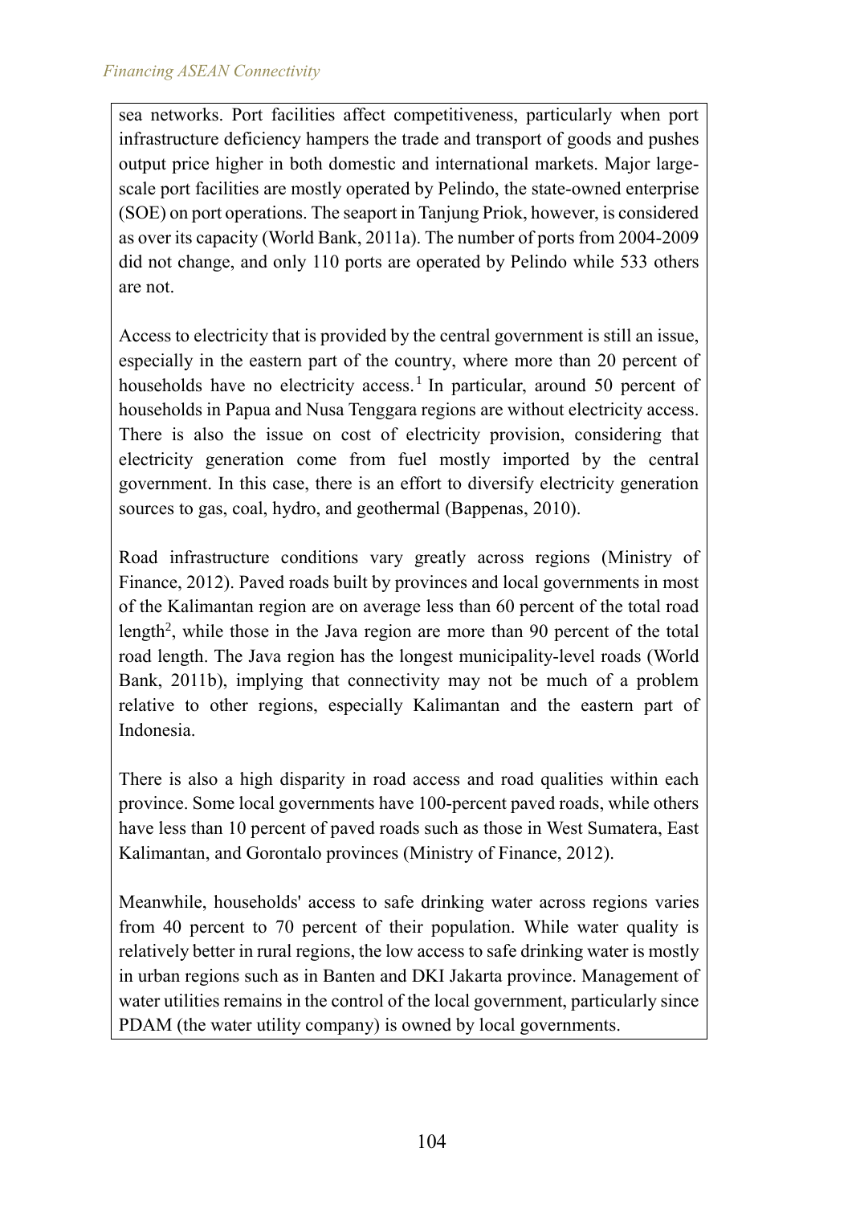sea networks. Port facilities affect competitiveness, particularly when port infrastructure deficiency hampers the trade and transport of goods and pushes output price higher in both domestic and international markets. Major large-scale port facilities are mostly operated by Pelindo, the state-owned enterprise (SOE) on port operations. The seaport in Tanjung Priok, however, is considered as over its capacity (World Bank, 2011a). The number of ports from 2004-2009 did not change, and only 110 ports are operated by Pelindo while 533 others are not.

Access to electricity that is provided by the central government is still an issue, especially in the eastern part of the country, where more than 20 percent of households have no electricity access.[1] In particular, around 50 percent of households in Papua and Nusa Tenggara regions are without electricity access. There is also the issue on cost of electricity provision, considering that electricity generation come from fuel mostly imported by the central government. In this case, there is an effort to diversify electricity generation sources to gas, coal, hydro, and geothermal (Bappenas, 2010).

Road infrastructure conditions vary greatly across regions (Ministry of Finance, 2012). Paved roads built by provinces and local governments in most of the Kalimantan region are on average less than 60 percent of the total road length[2], while those in the Java region are more than 90 percent of the total road length. The Java region has the longest municipality-level roads (World Bank, 2011b), implying that connectivity may not be much of a problem relative to other regions, especially Kalimantan and the eastern part of Indonesia.

There is also a high disparity in road access and road qualities within each province. Some local governments have 100-percent paved roads, while others have less than 10 percent of paved roads such as those in West Sumatera, East Kalimantan, and Gorontalo provinces (Ministry of Finance, 2012).

Meanwhile, households' access to safe drinking water across regions varies from 40 percent to 70 percent of their population. While water quality is relatively better in rural regions, the low access to safe drinking water is mostly in urban regions such as in Banten and DKI Jakarta province. Management of water utilities remains in the control of the local government, particularly since PDAM (the water utility company) is owned by local governments.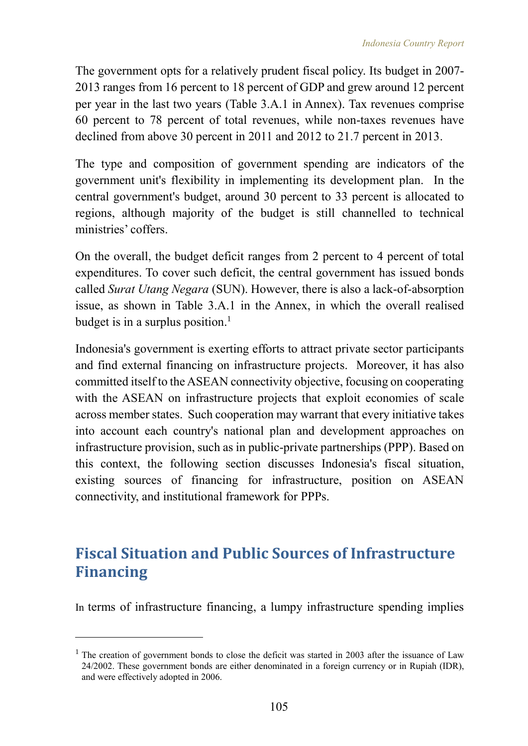The government opts for a relatively prudent fiscal policy. Its budget in 2007-2013 ranges from 16 percent to 18 percent of GDP and grew around 12 percent per year in the last two years (Table 3.A.1 in Annex). Tax revenues comprise 60 percent to 78 percent of total revenues, while non-taxes revenues have declined from above 30 percent in 2011 and 2012 to 21.7 percent in 2013.

The type and composition of government spending are indicators of the government unit's flexibility in implementing its development plan. In the central government's budget, around 30 percent to 33 percent is allocated to regions, although majority of the budget is still channelled to technical ministries' coffers.

On the overall, the budget deficit ranges from 2 percent to 4 percent of total expenditures. To cover such deficit, the central government has issued bonds called *Surat Utang Negara* (SUN). However, there is also a lack-of-absorption issue, as shown in Table 3.A.1 in the Annex, in which the overall realised budget is in a surplus position.[1]

Indonesia's government is exerting efforts to attract private sector participants and find external financing on infrastructure projects. Moreover, it has also committed itself to the ASEAN connectivity objective, focusing on cooperating with the ASEAN on infrastructure projects that exploit economies of scale across member states. Such cooperation may warrant that every initiative takes into account each country's national plan and development approaches on infrastructure provision, such as in public-private partnerships (PPP). Based on this context, the following section discusses Indonesia's fiscal situation, existing sources of financing for infrastructure, position on ASEAN connectivity, and institutional framework for PPPs.

## Fiscal Situation and Public Sources of Infrastructure Financing

In terms of infrastructure financing, a lumpy infrastructure spending implies

---

[1] The creation of government bonds to close the deficit was started in 2003 after the issuance of Law 24/2002. These government bonds are either denominated in a foreign currency or in Rupiah (IDR), and were effectively adopted in 2006.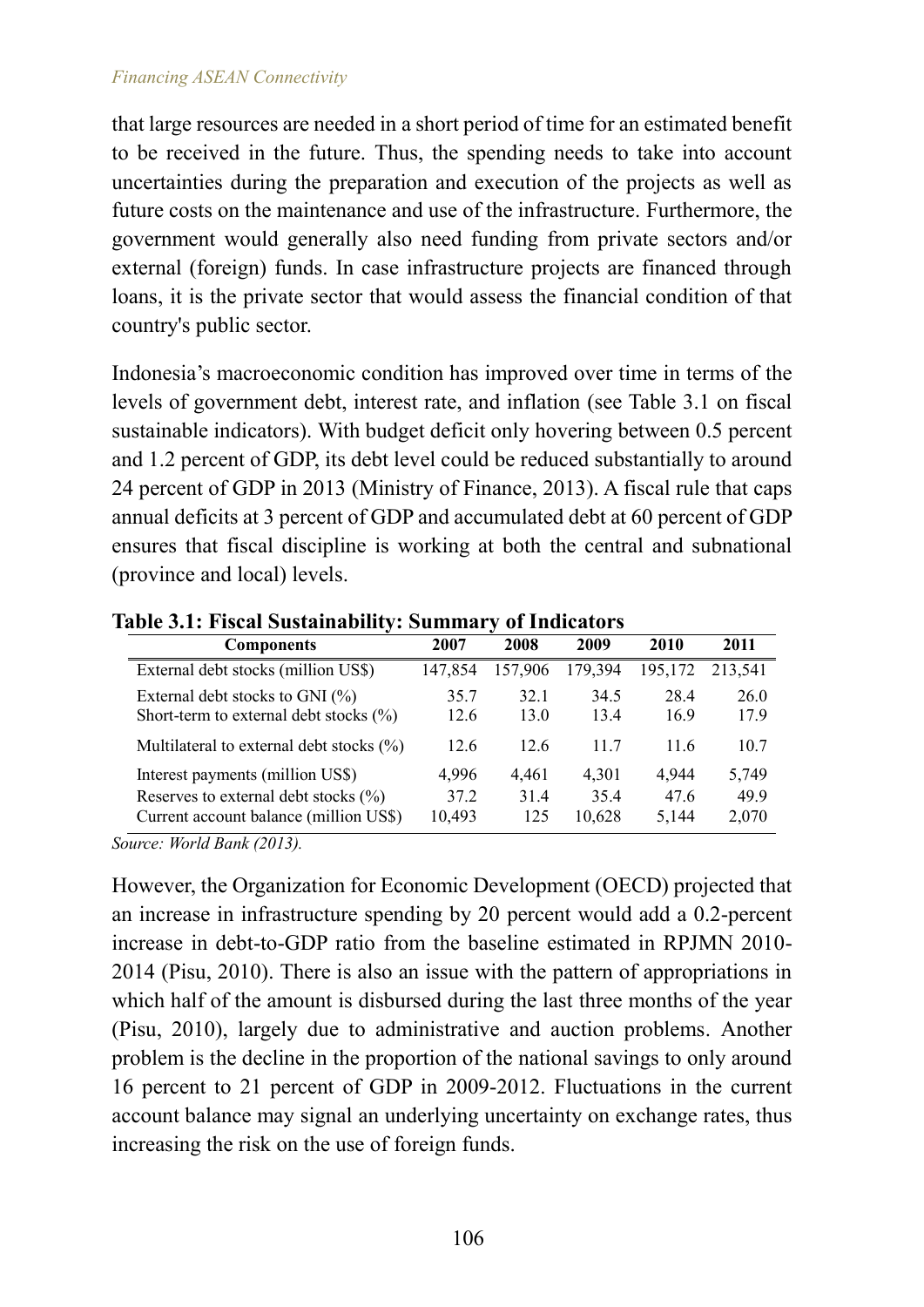that large resources are needed in a short period of time for an estimated benefit to be received in the future. Thus, the spending needs to take into account uncertainties during the preparation and execution of the projects as well as future costs on the maintenance and use of the infrastructure. Furthermore, the government would generally also need funding from private sectors and/or external (foreign) funds. In case infrastructure projects are financed through loans, it is the private sector that would assess the financial condition of that country's public sector.

Indonesia's macroeconomic condition has improved over time in terms of the levels of government debt, interest rate, and inflation (see Table 3.1 on fiscal sustainable indicators). With budget deficit only hovering between 0.5 percent and 1.2 percent of GDP, its debt level could be reduced substantially to around 24 percent of GDP in 2013 (Ministry of Finance, 2013). A fiscal rule that caps annual deficits at 3 percent of GDP and accumulated debt at 60 percent of GDP ensures that fiscal discipline is working at both the central and subnational (province and local) levels.

**Table 3.1: Fiscal Sustainability: Summary of Indicators**

| Components | 2007 | 2008 | 2009 | 2010 | 2011 |
|---|---|---|---|---|---|
| External debt stocks (million US$) | 147,854 | 157,906 | 179,394 | 195,172 | 213,541 |
| External debt stocks to GNI (%) | 35.7 | 32.1 | 34.5 | 28.4 | 26.0 |
| Short-term to external debt stocks (%) | 12.6 | 13.0 | 13.4 | 16.9 | 17.9 |
| Multilateral to external debt stocks (%) | 12.6 | 12.6 | 11.7 | 11.6 | 10.7 |
| Interest payments (million US$) | 4,996 | 4,461 | 4,301 | 4,944 | 5,749 |
| Reserves to external debt stocks (%) | 37.2 | 31.4 | 35.4 | 47.6 | 49.9 |
| Current account balance (million US$) | 10,493 | 125 | 10,628 | 5,144 | 2,070 |

*Source: World Bank (2013).*

However, the Organization for Economic Development (OECD) projected that an increase in infrastructure spending by 20 percent would add a 0.2-percent increase in debt-to-GDP ratio from the baseline estimated in RPJMN 2010-2014 (Pisu, 2010). There is also an issue with the pattern of appropriations in which half of the amount is disbursed during the last three months of the year (Pisu, 2010), largely due to administrative and auction problems. Another problem is the decline in the proportion of the national savings to only around 16 percent to 21 percent of GDP in 2009-2012. Fluctuations in the current account balance may signal an underlying uncertainty on exchange rates, thus increasing the risk on the use of foreign funds.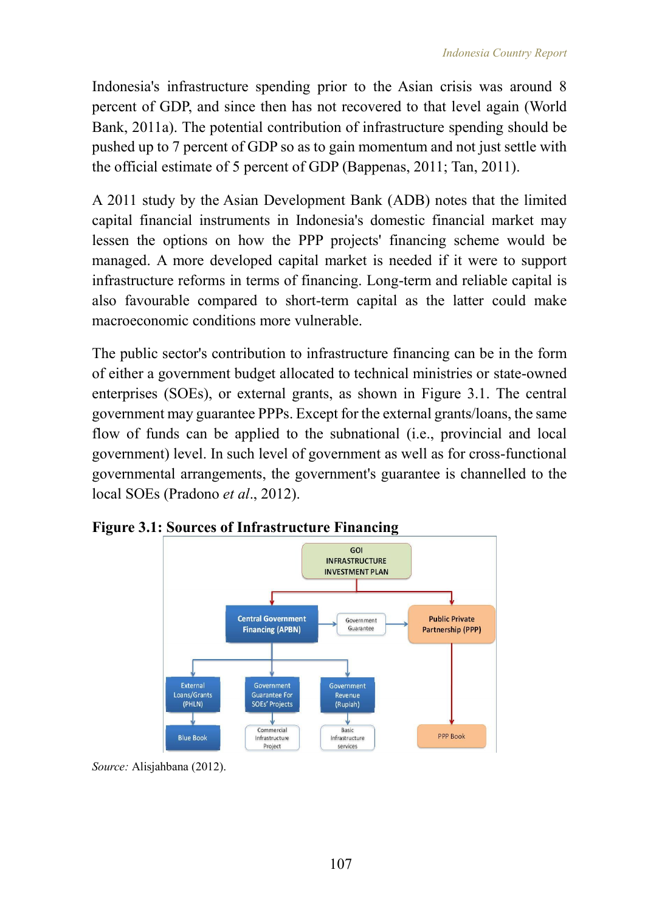Indonesia's infrastructure spending prior to the Asian crisis was around 8 percent of GDP, and since then has not recovered to that level again (World Bank, 2011a). The potential contribution of infrastructure spending should be pushed up to 7 percent of GDP so as to gain momentum and not just settle with the official estimate of 5 percent of GDP (Bappenas, 2011; Tan, 2011).

A 2011 study by the Asian Development Bank (ADB) notes that the limited capital financial instruments in Indonesia's domestic financial market may lessen the options on how the PPP projects' financing scheme would be managed. A more developed capital market is needed if it were to support infrastructure reforms in terms of financing. Long-term and reliable capital is also favourable compared to short-term capital as the latter could make macroeconomic conditions more vulnerable.

The public sector's contribution to infrastructure financing can be in the form of either a government budget allocated to technical ministries or state-owned enterprises (SOEs), or external grants, as shown in Figure 3.1. The central government may guarantee PPPs. Except for the external grants/loans, the same flow of funds can be applied to the subnational (i.e., provincial and local government) level. In such level of government as well as for cross-functional governmental arrangements, the government's guarantee is channelled to the local SOEs (Pradono *et al*., 2012).

**Figure 3.1: Sources of Infrastructure Financing**

GOI INFRASTRUCTURE INVESTMENT PLAN

Central Government Financing (APBN) → Government Guarantee → Public Private Partnership (PPP)

External Loans/Grants (PHLN) → Blue Book

Government Guarantee For SOEs' Projects → Commercial Infrastructure Project

Government Revenue (Rupiah) → Basic Infrastructure services

Public Private Partnership (PPP) → PPP Book

*Source:* Alisjahbana (2012).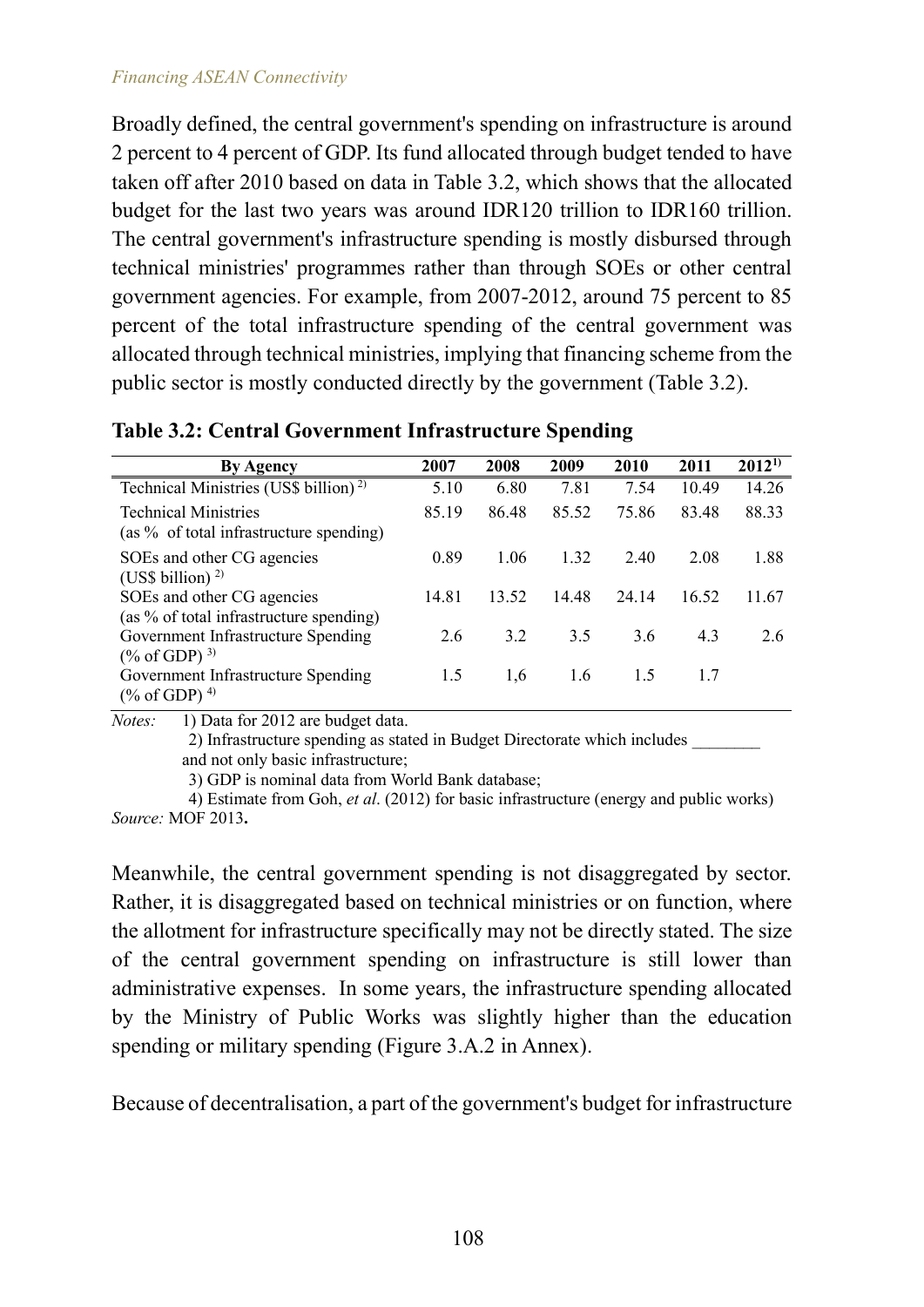Broadly defined, the central government's spending on infrastructure is around 2 percent to 4 percent of GDP. Its fund allocated through budget tended to have taken off after 2010 based on data in Table 3.2, which shows that the allocated budget for the last two years was around IDR120 trillion to IDR160 trillion. The central government's infrastructure spending is mostly disbursed through technical ministries' programmes rather than through SOEs or other central government agencies. For example, from 2007-2012, around 75 percent to 85 percent of the total infrastructure spending of the central government was allocated through technical ministries, implying that financing scheme from the public sector is mostly conducted directly by the government (Table 3.2).

**Table 3.2: Central Government Infrastructure Spending**

| By Agency | 2007 | 2008 | 2009 | 2010 | 2011 | 2012[1)] |
|---|---|---|---|---|---|---|
| Technical Ministries (US$ billion) [2)] | 5.10 | 6.80 | 7.81 | 7.54 | 10.49 | 14.26 |
| Technical Ministries (as % of total infrastructure spending) | 85.19 | 86.48 | 85.52 | 75.86 | 83.48 | 88.33 |
| SOEs and other CG agencies (US$ billion) [2)] | 0.89 | 1.06 | 1.32 | 2.40 | 2.08 | 1.88 |
| SOEs and other CG agencies (as % of total infrastructure spending) | 14.81 | 13.52 | 14.48 | 24.14 | 16.52 | 11.67 |
| Government Infrastructure Spending (% of GDP) [3)] | 2.6 | 3.2 | 3.5 | 3.6 | 4.3 | 2.6 |
| Government Infrastructure Spending (% of GDP) [4)] | 1.5 | 1,6 | 1.6 | 1.5 | 1.7 | |

*Notes:* 1) Data for 2012 are budget data.
2) Infrastructure spending as stated in Budget Directorate which includes ________ and not only basic infrastructure;
3) GDP is nominal data from World Bank database;
4) Estimate from Goh, *et al*. (2012) for basic infrastructure (energy and public works)

*Source:* MOF 2013**.**

Meanwhile, the central government spending is not disaggregated by sector. Rather, it is disaggregated based on technical ministries or on function, where the allotment for infrastructure specifically may not be directly stated. The size of the central government spending on infrastructure is still lower than administrative expenses. In some years, the infrastructure spending allocated by the Ministry of Public Works was slightly higher than the education spending or military spending (Figure 3.A.2 in Annex).

Because of decentralisation, a part of the government's budget for infrastructure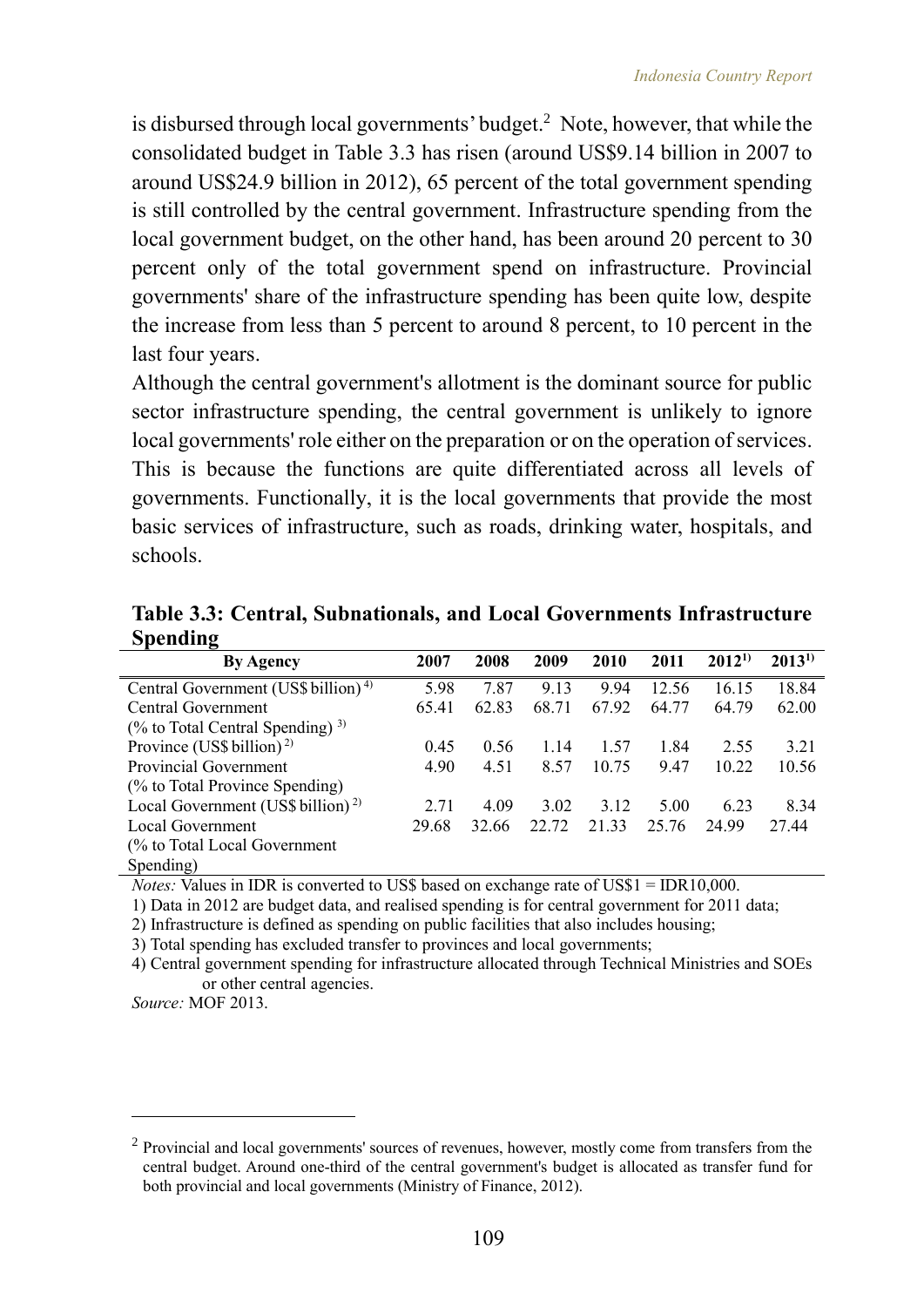is disbursed through local governments' budget.[2] Note, however, that while the consolidated budget in Table 3.3 has risen (around US$9.14 billion in 2007 to around US$24.9 billion in 2012), 65 percent of the total government spending is still controlled by the central government. Infrastructure spending from the local government budget, on the other hand, has been around 20 percent to 30 percent only of the total government spend on infrastructure. Provincial governments' share of the infrastructure spending has been quite low, despite the increase from less than 5 percent to around 8 percent, to 10 percent in the last four years.

Although the central government's allotment is the dominant source for public sector infrastructure spending, the central government is unlikely to ignore local governments' role either on the preparation or on the operation of services. This is because the functions are quite differentiated across all levels of governments. Functionally, it is the local governments that provide the most basic services of infrastructure, such as roads, drinking water, hospitals, and schools.

**Table 3.3: Central, Subnationals, and Local Governments Infrastructure Spending**

| By Agency | 2007 | 2008 | 2009 | 2010 | 2011 | 2012[1)] | 2013[1)] |
|---|---|---|---|---|---|---|---|
| Central Government (US$ billion)[4)] | 5.98 | 7.87 | 9.13 | 9.94 | 12.56 | 16.15 | 18.84 |
| Central Government (% to Total Central Spending)[3)] | 65.41 | 62.83 | 68.71 | 67.92 | 64.77 | 64.79 | 62.00 |
| Province (US$ billion)[2)] | 0.45 | 0.56 | 1.14 | 1.57 | 1.84 | 2.55 | 3.21 |
| Provincial Government (% to Total Province Spending) | 4.90 | 4.51 | 8.57 | 10.75 | 9.47 | 10.22 | 10.56 |
| Local Government (US$ billion)[2)] | 2.71 | 4.09 | 3.02 | 3.12 | 5.00 | 6.23 | 8.34 |
| Local Government (% to Total Local Government Spending) | 29.68 | 32.66 | 22.72 | 21.33 | 25.76 | 24.99 | 27.44 |

*Notes:* Values in IDR is converted to US$ based on exchange rate of US$1 = IDR10,000.

1) Data in 2012 are budget data, and realised spending is for central government for 2011 data;

2) Infrastructure is defined as spending on public facilities that also includes housing;

3) Total spending has excluded transfer to provinces and local governments;

4) Central government spending for infrastructure allocated through Technical Ministries and SOEs or other central agencies.

*Source:* MOF 2013.

[2] Provincial and local governments' sources of revenues, however, mostly come from transfers from the central budget. Around one-third of the central government's budget is allocated as transfer fund for both provincial and local governments (Ministry of Finance, 2012).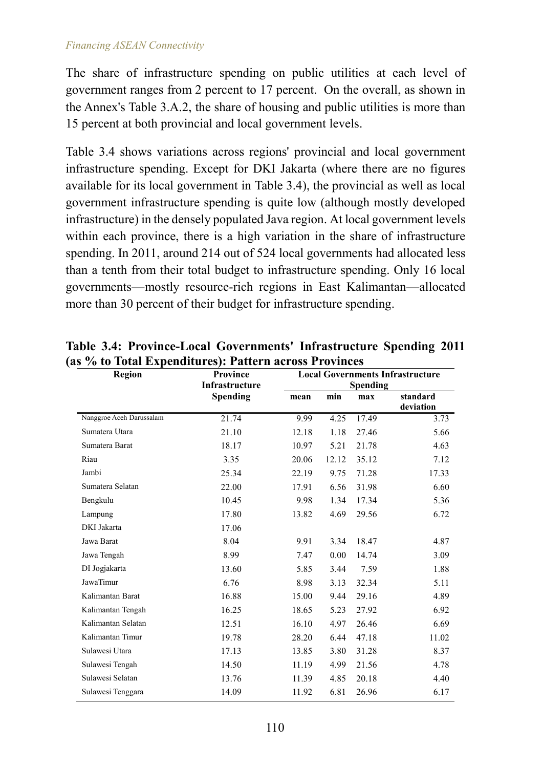The share of infrastructure spending on public utilities at each level of government ranges from 2 percent to 17 percent. On the overall, as shown in the Annex's Table 3.A.2, the share of housing and public utilities is more than 15 percent at both provincial and local government levels.

Table 3.4 shows variations across regions' provincial and local government infrastructure spending. Except for DKI Jakarta (where there are no figures available for its local government in Table 3.4), the provincial as well as local government infrastructure spending is quite low (although mostly developed infrastructure) in the densely populated Java region. At local government levels within each province, there is a high variation in the share of infrastructure spending. In 2011, around 214 out of 524 local governments had allocated less than a tenth from their total budget to infrastructure spending. Only 16 local governments—mostly resource-rich regions in East Kalimantan—allocated more than 30 percent of their budget for infrastructure spending.

**Table 3.4: Province-Local Governments' Infrastructure Spending 2011 (as % to Total Expenditures): Pattern across Provinces**

| Region | Province Infrastructure Spending | Local Governments Infrastructure Spending | | | |
|---|---|---|---|---|---|
| | | mean | min | max | standard deviation |
| Nanggroe Aceh Darussalam | 21.74 | 9.99 | 4.25 | 17.49 | 3.73 |
| Sumatera Utara | 21.10 | 12.18 | 1.18 | 27.46 | 5.66 |
| Sumatera Barat | 18.17 | 10.97 | 5.21 | 21.78 | 4.63 |
| Riau | 3.35 | 20.06 | 12.12 | 35.12 | 7.12 |
| Jambi | 25.34 | 22.19 | 9.75 | 71.28 | 17.33 |
| Sumatera Selatan | 22.00 | 17.91 | 6.56 | 31.98 | 6.60 |
| Bengkulu | 10.45 | 9.98 | 1.34 | 17.34 | 5.36 |
| Lampung | 17.80 | 13.82 | 4.69 | 29.56 | 6.72 |
| DKI Jakarta | 17.06 | | | | |
| Jawa Barat | 8.04 | 9.91 | 3.34 | 18.47 | 4.87 |
| Jawa Tengah | 8.99 | 7.47 | 0.00 | 14.74 | 3.09 |
| DI Jogjakarta | 13.60 | 5.85 | 3.44 | 7.59 | 1.88 |
| JawaTimur | 6.76 | 8.98 | 3.13 | 32.34 | 5.11 |
| Kalimantan Barat | 16.88 | 15.00 | 9.44 | 29.16 | 4.89 |
| Kalimantan Tengah | 16.25 | 18.65 | 5.23 | 27.92 | 6.92 |
| Kalimantan Selatan | 12.51 | 16.10 | 4.97 | 26.46 | 6.69 |
| Kalimantan Timur | 19.78 | 28.20 | 6.44 | 47.18 | 11.02 |
| Sulawesi Utara | 17.13 | 13.85 | 3.80 | 31.28 | 8.37 |
| Sulawesi Tengah | 14.50 | 11.19 | 4.99 | 21.56 | 4.78 |
| Sulawesi Selatan | 13.76 | 11.39 | 4.85 | 20.18 | 4.40 |
| Sulawesi Tenggara | 14.09 | 11.92 | 6.81 | 26.96 | 6.17 |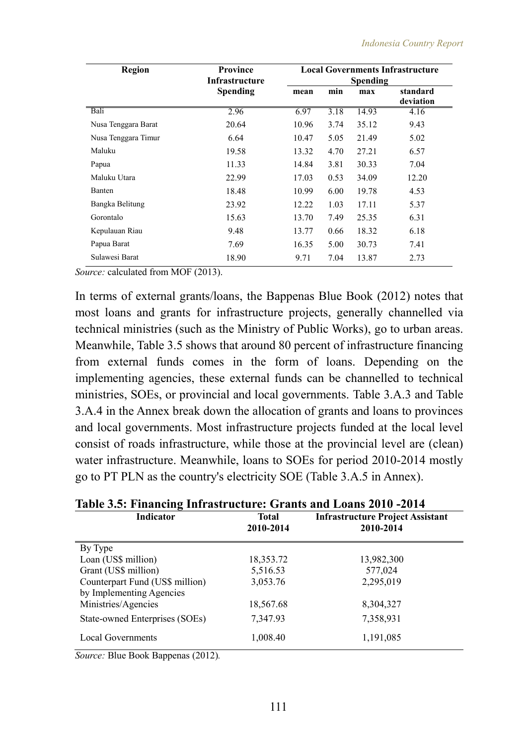| Region | Province Infrastructure Spending | Local Governments Infrastructure Spending | | | |
|---|---|---|---|---|---|
| | | mean | min | max | standard deviation |
| Bali | 2.96 | 6.97 | 3.18 | 14.93 | 4.16 |
| Nusa Tenggara Barat | 20.64 | 10.96 | 3.74 | 35.12 | 9.43 |
| Nusa Tenggara Timur | 6.64 | 10.47 | 5.05 | 21.49 | 5.02 |
| Maluku | 19.58 | 13.32 | 4.70 | 27.21 | 6.57 |
| Papua | 11.33 | 14.84 | 3.81 | 30.33 | 7.04 |
| Maluku Utara | 22.99 | 17.03 | 0.53 | 34.09 | 12.20 |
| Banten | 18.48 | 10.99 | 6.00 | 19.78 | 4.53 |
| Bangka Belitung | 23.92 | 12.22 | 1.03 | 17.11 | 5.37 |
| Gorontalo | 15.63 | 13.70 | 7.49 | 25.35 | 6.31 |
| Kepulauan Riau | 9.48 | 13.77 | 0.66 | 18.32 | 6.18 |
| Papua Barat | 7.69 | 16.35 | 5.00 | 30.73 | 7.41 |
| Sulawesi Barat | 18.90 | 9.71 | 7.04 | 13.87 | 2.73 |

*Source:* calculated from MOF (2013).

In terms of external grants/loans, the Bappenas Blue Book (2012) notes that most loans and grants for infrastructure projects, generally channelled via technical ministries (such as the Ministry of Public Works), go to urban areas. Meanwhile, Table 3.5 shows that around 80 percent of infrastructure financing from external funds comes in the form of loans. Depending on the implementing agencies, these external funds can be channelled to technical ministries, SOEs, or provincial and local governments. Table 3.A.3 and Table 3.A.4 in the Annex break down the allocation of grants and loans to provinces and local governments. Most infrastructure projects funded at the local level consist of roads infrastructure, while those at the provincial level are (clean) water infrastructure. Meanwhile, loans to SOEs for period 2010-2014 mostly go to PT PLN as the country's electricity SOE (Table 3.A.5 in Annex).

**Table 3.5: Financing Infrastructure: Grants and Loans 2010 -2014**

| Indicator | Total 2010-2014 | Infrastructure Project Assistant 2010-2014 |
|---|---|---|
| By Type | | |
| Loan (US$ million) | 18,353.72 | 13,982,300 |
| Grant (US$ million) | 5,516.53 | 577,024 |
| Counterpart Fund (US$ million) | 3,053.76 | 2,295,019 |
| by Implementing Agencies | | |
| Ministries/Agencies | 18,567.68 | 8,304,327 |
| State-owned Enterprises (SOEs) | 7,347.93 | 7,358,931 |
| Local Governments | 1,008.40 | 1,191,085 |

*Source:* Blue Book Bappenas (2012).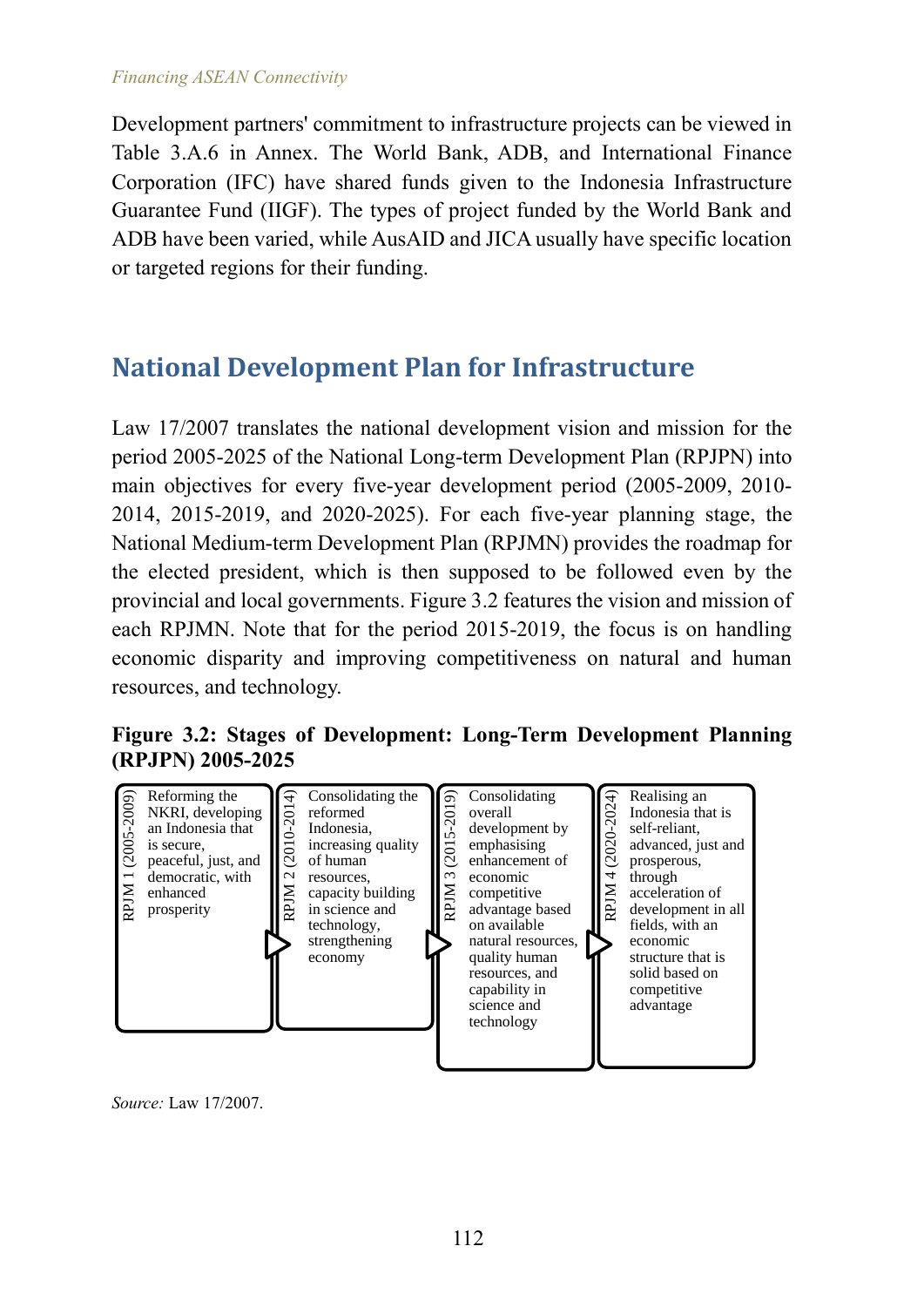Development partners' commitment to infrastructure projects can be viewed in Table 3.A.6 in Annex. The World Bank, ADB, and International Finance Corporation (IFC) have shared funds given to the Indonesia Infrastructure Guarantee Fund (IIGF). The types of project funded by the World Bank and ADB have been varied, while AusAID and JICA usually have specific location or targeted regions for their funding.

## National Development Plan for Infrastructure

Law 17/2007 translates the national development vision and mission for the period 2005-2025 of the National Long-term Development Plan (RPJPN) into main objectives for every five-year development period (2005-2009, 2010-2014, 2015-2019, and 2020-2025). For each five-year planning stage, the National Medium-term Development Plan (RPJMN) provides the roadmap for the elected president, which is then supposed to be followed even by the provincial and local governments. Figure 3.2 features the vision and mission of each RPJMN. Note that for the period 2015-2019, the focus is on handling economic disparity and improving competitiveness on natural and human resources, and technology.

**Figure 3.2: Stages of Development: Long-Term Development Planning (RPJPN) 2005-2025**

| RPJM 1 (2005-2009) | RPJM 2 (2010-2014) | RPJM 3 (2015-2019) | RPJM 4 (2020-2024) |
|---|---|---|---|
| Reforming the NKRI, developing an Indonesia that is secure, peaceful, just, and democratic, with enhanced prosperity | Consolidating the reformed Indonesia, increasing quality of human resources, capacity building in science and technology, strengthening economy | Consolidating overall development by emphasising enhancement of economic competitive advantage based on available natural resources, quality human resources, and capability in science and technology | Realising an Indonesia that is self-reliant, advanced, just and prosperous, through acceleration of development in all fields, with an economic structure that is solid based on competitive advantage |

*Source:* Law 17/2007.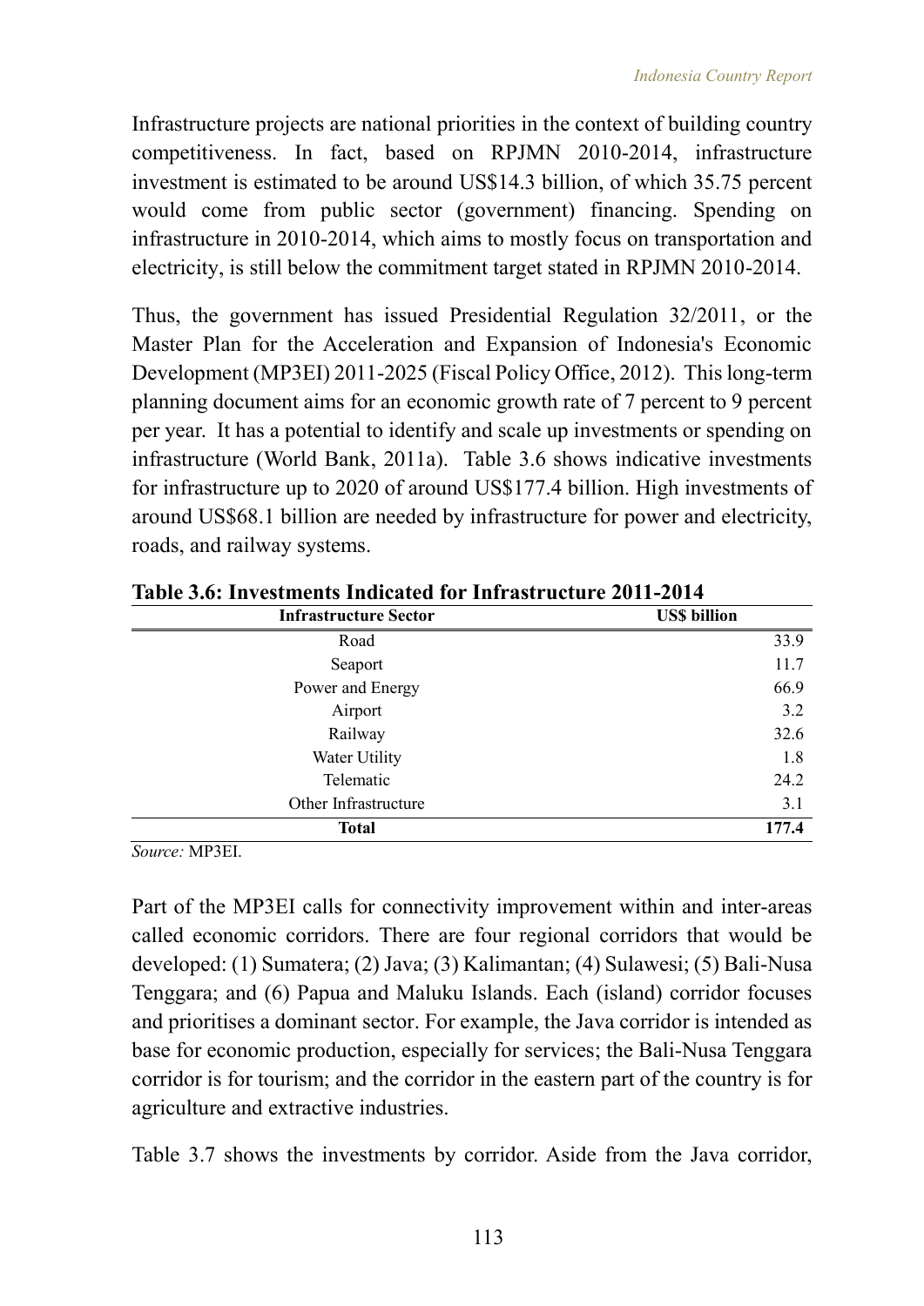Infrastructure projects are national priorities in the context of building country competitiveness. In fact, based on RPJMN 2010-2014, infrastructure investment is estimated to be around US$14.3 billion, of which 35.75 percent would come from public sector (government) financing. Spending on infrastructure in 2010-2014, which aims to mostly focus on transportation and electricity, is still below the commitment target stated in RPJMN 2010-2014.

Thus, the government has issued Presidential Regulation 32/2011, or the Master Plan for the Acceleration and Expansion of Indonesia's Economic Development (MP3EI) 2011-2025 (Fiscal Policy Office, 2012). This long-term planning document aims for an economic growth rate of 7 percent to 9 percent per year. It has a potential to identify and scale up investments or spending on infrastructure (World Bank, 2011a). Table 3.6 shows indicative investments for infrastructure up to 2020 of around US$177.4 billion. High investments of around US$68.1 billion are needed by infrastructure for power and electricity, roads, and railway systems.

**Table 3.6: Investments Indicated for Infrastructure 2011-2014**

| Infrastructure Sector | US$ billion |
|---|---|
| Road | 33.9 |
| Seaport | 11.7 |
| Power and Energy | 66.9 |
| Airport | 3.2 |
| Railway | 32.6 |
| Water Utility | 1.8 |
| Telematic | 24.2 |
| Other Infrastructure | 3.1 |
| **Total** | **177.4** |

*Source:* MP3EI.

Part of the MP3EI calls for connectivity improvement within and inter-areas called economic corridors. There are four regional corridors that would be developed: (1) Sumatera; (2) Java; (3) Kalimantan; (4) Sulawesi; (5) Bali-Nusa Tenggara; and (6) Papua and Maluku Islands. Each (island) corridor focuses and prioritises a dominant sector. For example, the Java corridor is intended as base for economic production, especially for services; the Bali-Nusa Tenggara corridor is for tourism; and the corridor in the eastern part of the country is for agriculture and extractive industries.

Table 3.7 shows the investments by corridor. Aside from the Java corridor,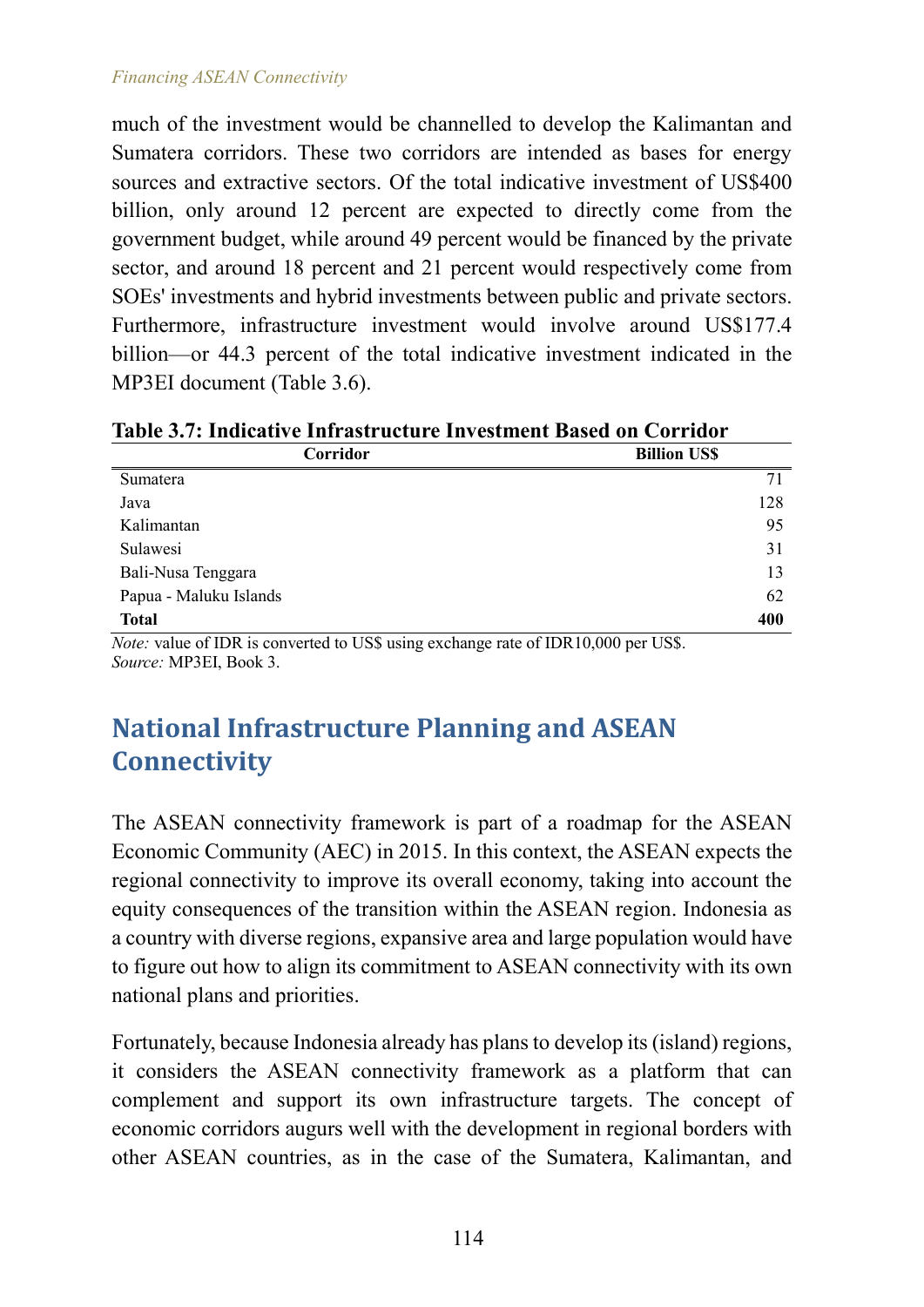much of the investment would be channelled to develop the Kalimantan and Sumatera corridors. These two corridors are intended as bases for energy sources and extractive sectors. Of the total indicative investment of US$400 billion, only around 12 percent are expected to directly come from the government budget, while around 49 percent would be financed by the private sector, and around 18 percent and 21 percent would respectively come from SOEs' investments and hybrid investments between public and private sectors. Furthermore, infrastructure investment would involve around US$177.4 billion—or 44.3 percent of the total indicative investment indicated in the MP3EI document (Table 3.6).

**Table 3.7: Indicative Infrastructure Investment Based on Corridor**

| Corridor | Billion US$ |
|---|---:|
| Sumatera | 71 |
| Java | 128 |
| Kalimantan | 95 |
| Sulawesi | 31 |
| Bali-Nusa Tenggara | 13 |
| Papua - Maluku Islands | 62 |
| **Total** | **400** |

*Note:* value of IDR is converted to US$ using exchange rate of IDR10,000 per US$.
*Source:* MP3EI, Book 3.

## National Infrastructure Planning and ASEAN Connectivity

The ASEAN connectivity framework is part of a roadmap for the ASEAN Economic Community (AEC) in 2015. In this context, the ASEAN expects the regional connectivity to improve its overall economy, taking into account the equity consequences of the transition within the ASEAN region. Indonesia as a country with diverse regions, expansive area and large population would have to figure out how to align its commitment to ASEAN connectivity with its own national plans and priorities.

Fortunately, because Indonesia already has plans to develop its (island) regions, it considers the ASEAN connectivity framework as a platform that can complement and support its own infrastructure targets. The concept of economic corridors augurs well with the development in regional borders with other ASEAN countries, as in the case of the Sumatera, Kalimantan, and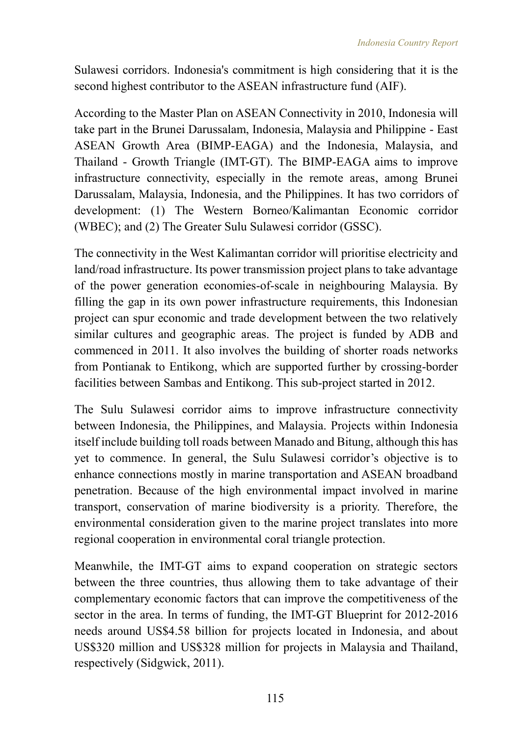Sulawesi corridors. Indonesia's commitment is high considering that it is the second highest contributor to the ASEAN infrastructure fund (AIF).

According to the Master Plan on ASEAN Connectivity in 2010, Indonesia will take part in the Brunei Darussalam, Indonesia, Malaysia and Philippine - East ASEAN Growth Area (BIMP-EAGA) and the Indonesia, Malaysia, and Thailand - Growth Triangle (IMT-GT). The BIMP-EAGA aims to improve infrastructure connectivity, especially in the remote areas, among Brunei Darussalam, Malaysia, Indonesia, and the Philippines. It has two corridors of development: (1) The Western Borneo/Kalimantan Economic corridor (WBEC); and (2) The Greater Sulu Sulawesi corridor (GSSC).

The connectivity in the West Kalimantan corridor will prioritise electricity and land/road infrastructure. Its power transmission project plans to take advantage of the power generation economies-of-scale in neighbouring Malaysia. By filling the gap in its own power infrastructure requirements, this Indonesian project can spur economic and trade development between the two relatively similar cultures and geographic areas. The project is funded by ADB and commenced in 2011. It also involves the building of shorter roads networks from Pontianak to Entikong, which are supported further by crossing-border facilities between Sambas and Entikong. This sub-project started in 2012.

The Sulu Sulawesi corridor aims to improve infrastructure connectivity between Indonesia, the Philippines, and Malaysia. Projects within Indonesia itself include building toll roads between Manado and Bitung, although this has yet to commence. In general, the Sulu Sulawesi corridor's objective is to enhance connections mostly in marine transportation and ASEAN broadband penetration. Because of the high environmental impact involved in marine transport, conservation of marine biodiversity is a priority. Therefore, the environmental consideration given to the marine project translates into more regional cooperation in environmental coral triangle protection.

Meanwhile, the IMT-GT aims to expand cooperation on strategic sectors between the three countries, thus allowing them to take advantage of their complementary economic factors that can improve the competitiveness of the sector in the area. In terms of funding, the IMT-GT Blueprint for 2012-2016 needs around US$4.58 billion for projects located in Indonesia, and about US$320 million and US$328 million for projects in Malaysia and Thailand, respectively (Sidgwick, 2011).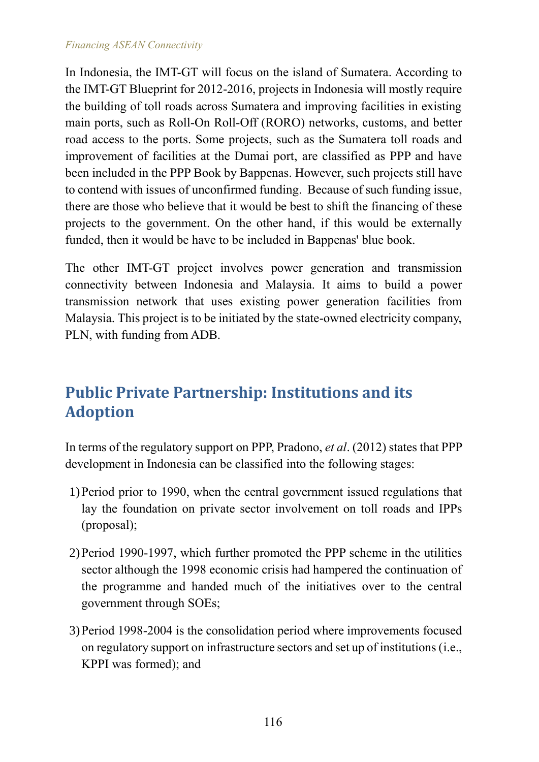In Indonesia, the IMT-GT will focus on the island of Sumatera. According to the IMT-GT Blueprint for 2012-2016, projects in Indonesia will mostly require the building of toll roads across Sumatera and improving facilities in existing main ports, such as Roll-On Roll-Off (RORO) networks, customs, and better road access to the ports. Some projects, such as the Sumatera toll roads and improvement of facilities at the Dumai port, are classified as PPP and have been included in the PPP Book by Bappenas. However, such projects still have to contend with issues of unconfirmed funding. Because of such funding issue, there are those who believe that it would be best to shift the financing of these projects to the government. On the other hand, if this would be externally funded, then it would be have to be included in Bappenas' blue book.

The other IMT-GT project involves power generation and transmission connectivity between Indonesia and Malaysia. It aims to build a power transmission network that uses existing power generation facilities from Malaysia. This project is to be initiated by the state-owned electricity company, PLN, with funding from ADB.

## Public Private Partnership: Institutions and its Adoption

In terms of the regulatory support on PPP, Pradono, *et al*. (2012) states that PPP development in Indonesia can be classified into the following stages:

1) Period prior to 1990, when the central government issued regulations that lay the foundation on private sector involvement on toll roads and IPPs (proposal);

2) Period 1990-1997, which further promoted the PPP scheme in the utilities sector although the 1998 economic crisis had hampered the continuation of the programme and handed much of the initiatives over to the central government through SOEs;

3) Period 1998-2004 is the consolidation period where improvements focused on regulatory support on infrastructure sectors and set up of institutions (i.e., KPPI was formed); and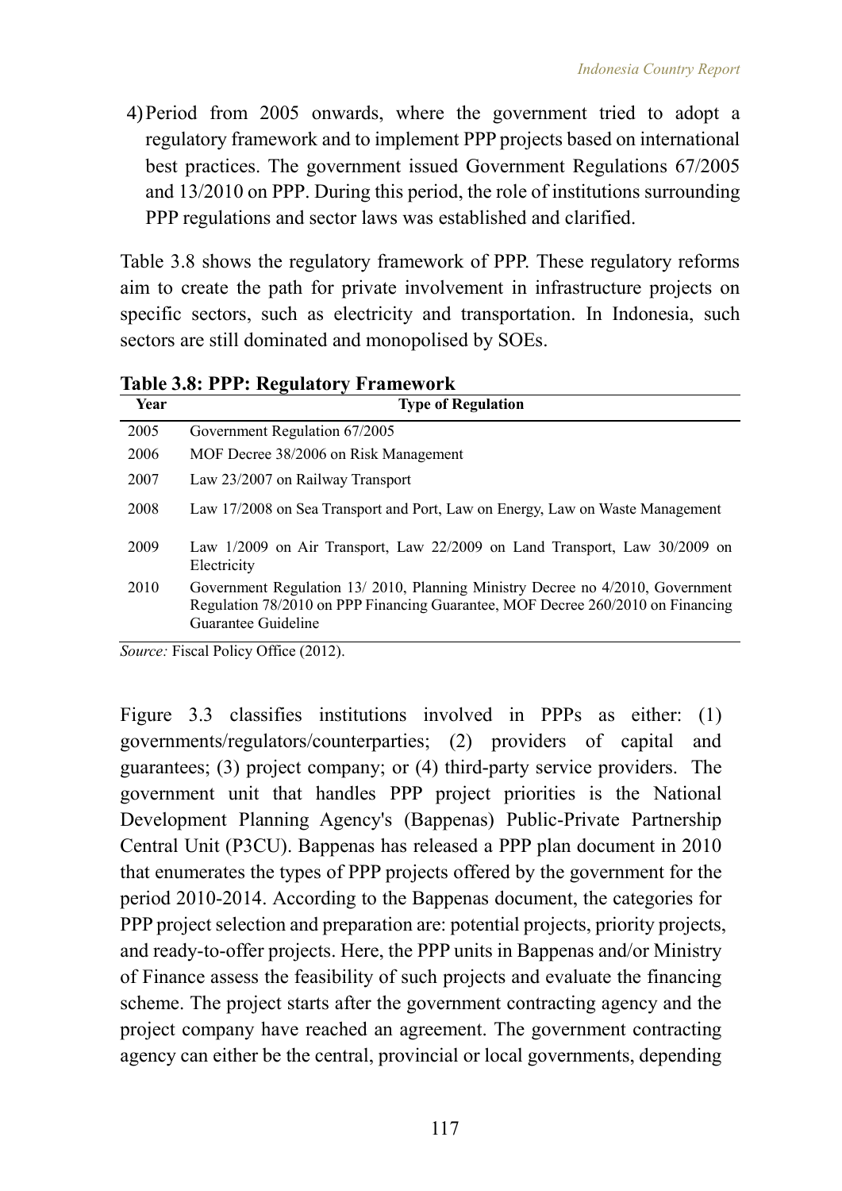4) Period from 2005 onwards, where the government tried to adopt a regulatory framework and to implement PPP projects based on international best practices. The government issued Government Regulations 67/2005 and 13/2010 on PPP. During this period, the role of institutions surrounding PPP regulations and sector laws was established and clarified.

Table 3.8 shows the regulatory framework of PPP. These regulatory reforms aim to create the path for private involvement in infrastructure projects on specific sectors, such as electricity and transportation. In Indonesia, such sectors are still dominated and monopolised by SOEs.

**Table 3.8: PPP: Regulatory Framework**

| Year | Type of Regulation |
|---|---|
| 2005 | Government Regulation 67/2005 |
| 2006 | MOF Decree 38/2006 on Risk Management |
| 2007 | Law 23/2007 on Railway Transport |
| 2008 | Law 17/2008 on Sea Transport and Port, Law on Energy, Law on Waste Management |
| 2009 | Law 1/2009 on Air Transport, Law 22/2009 on Land Transport, Law 30/2009 on Electricity |
| 2010 | Government Regulation 13/ 2010, Planning Ministry Decree no 4/2010, Government Regulation 78/2010 on PPP Financing Guarantee, MOF Decree 260/2010 on Financing Guarantee Guideline |

*Source:* Fiscal Policy Office (2012).

Figure 3.3 classifies institutions involved in PPPs as either: (1) governments/regulators/counterparties; (2) providers of capital and guarantees; (3) project company; or (4) third-party service providers. The government unit that handles PPP project priorities is the National Development Planning Agency's (Bappenas) Public-Private Partnership Central Unit (P3CU). Bappenas has released a PPP plan document in 2010 that enumerates the types of PPP projects offered by the government for the period 2010-2014. According to the Bappenas document, the categories for PPP project selection and preparation are: potential projects, priority projects, and ready-to-offer projects. Here, the PPP units in Bappenas and/or Ministry of Finance assess the feasibility of such projects and evaluate the financing scheme. The project starts after the government contracting agency and the project company have reached an agreement. The government contracting agency can either be the central, provincial or local governments, depending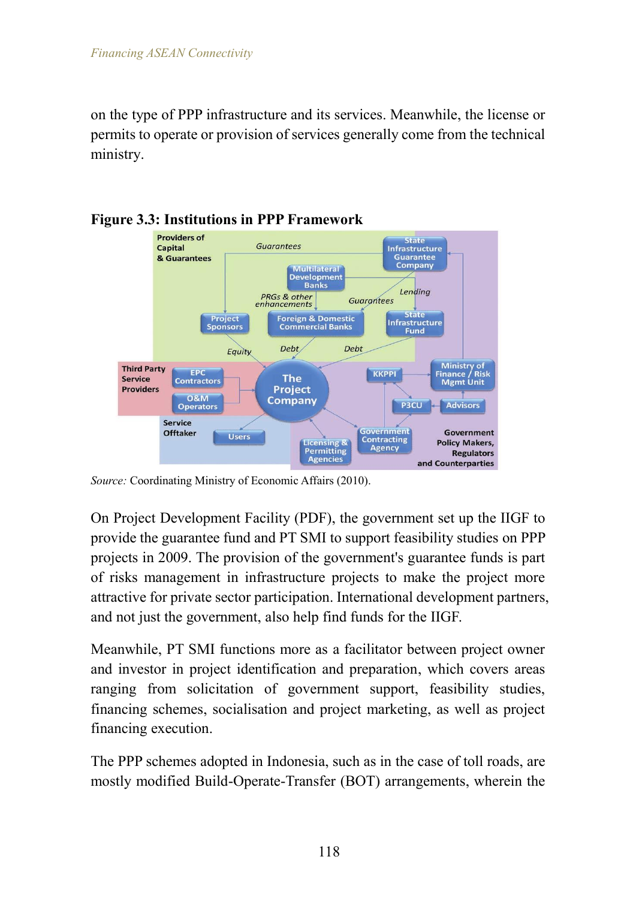on the type of PPP infrastructure and its services. Meanwhile, the license or permits to operate or provision of services generally come from the technical ministry.

**Figure 3.3: Institutions in PPP Framework**

*Source:* Coordinating Ministry of Economic Affairs (2010).

On Project Development Facility (PDF), the government set up the IIGF to provide the guarantee fund and PT SMI to support feasibility studies on PPP projects in 2009. The provision of the government's guarantee funds is part of risks management in infrastructure projects to make the project more attractive for private sector participation. International development partners, and not just the government, also help find funds for the IIGF.

Meanwhile, PT SMI functions more as a facilitator between project owner and investor in project identification and preparation, which covers areas ranging from solicitation of government support, feasibility studies, financing schemes, socialisation and project marketing, as well as project financing execution.

The PPP schemes adopted in Indonesia, such as in the case of toll roads, are mostly modified Build-Operate-Transfer (BOT) arrangements, wherein the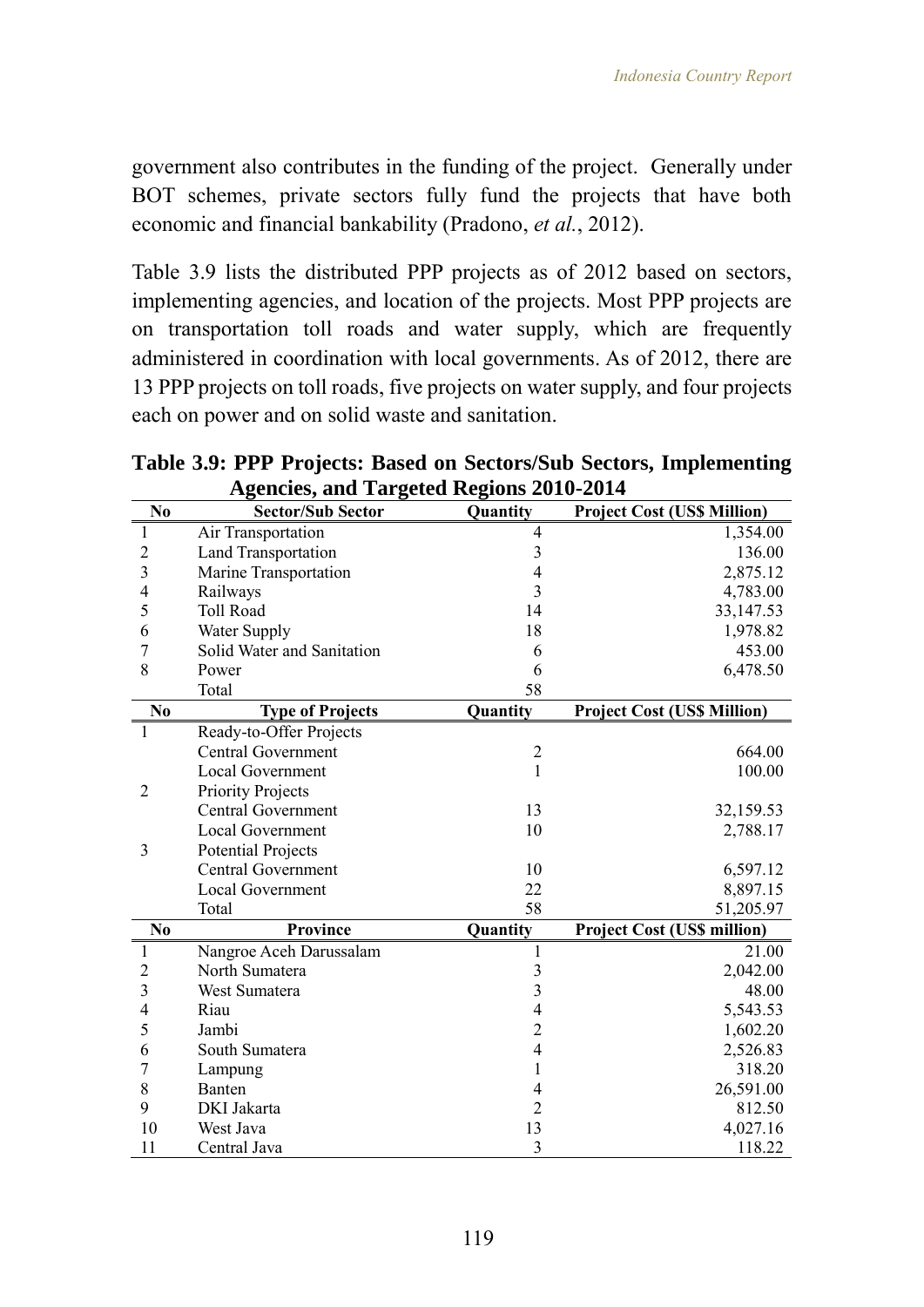government also contributes in the funding of the project. Generally under BOT schemes, private sectors fully fund the projects that have both economic and financial bankability (Pradono, *et al.*, 2012).

Table 3.9 lists the distributed PPP projects as of 2012 based on sectors, implementing agencies, and location of the projects. Most PPP projects are on transportation toll roads and water supply, which are frequently administered in coordination with local governments. As of 2012, there are 13 PPP projects on toll roads, five projects on water supply, and four projects each on power and on solid waste and sanitation.

**Table 3.9: PPP Projects: Based on Sectors/Sub Sectors, Implementing Agencies, and Targeted Regions 2010-2014**

| No | Sector/Sub Sector | Quantity | Project Cost (US$ Million) |
|---|---|---|---|
| 1 | Air Transportation | 4 | 1,354.00 |
| 2 | Land Transportation | 3 | 136.00 |
| 3 | Marine Transportation | 4 | 2,875.12 |
| 4 | Railways | 3 | 4,783.00 |
| 5 | Toll Road | 14 | 33,147.53 |
| 6 | Water Supply | 18 | 1,978.82 |
| 7 | Solid Water and Sanitation | 6 | 453.00 |
| 8 | Power | 6 | 6,478.50 |
| | Total | 58 | |
| **No** | **Type of Projects** | **Quantity** | **Project Cost (US$ Million)** |
| 1 | Ready-to-Offer Projects | | |
| | Central Government | 2 | 664.00 |
| | Local Government | 1 | 100.00 |
| 2 | Priority Projects | | |
| | Central Government | 13 | 32,159.53 |
| | Local Government | 10 | 2,788.17 |
| 3 | Potential Projects | | |
| | Central Government | 10 | 6,597.12 |
| | Local Government | 22 | 8,897.15 |
| | Total | 58 | 51,205.97 |
| **No** | **Province** | **Quantity** | **Project Cost (US$ million)** |
| 1 | Nangroe Aceh Darussalam | 1 | 21.00 |
| 2 | North Sumatera | 3 | 2,042.00 |
| 3 | West Sumatera | 3 | 48.00 |
| 4 | Riau | 4 | 5,543.53 |
| 5 | Jambi | 2 | 1,602.20 |
| 6 | South Sumatera | 4 | 2,526.83 |
| 7 | Lampung | 1 | 318.20 |
| 8 | Banten | 4 | 26,591.00 |
| 9 | DKI Jakarta | 2 | 812.50 |
| 10 | West Java | 13 | 4,027.16 |
| 11 | Central Java | 3 | 118.22 |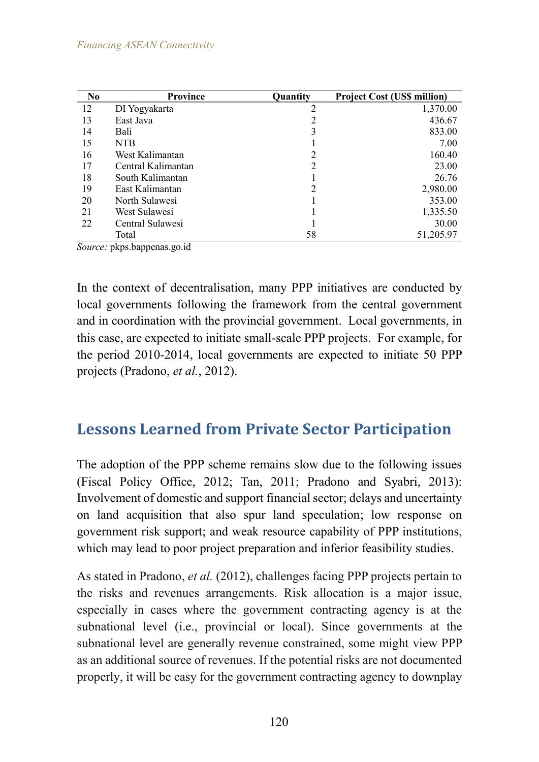| No | Province | Quantity | Project Cost (US$ million) |
|---|---|---|---|
| 12 | DI Yogyakarta | 2 | 1,370.00 |
| 13 | East Java | 2 | 436.67 |
| 14 | Bali | 3 | 833.00 |
| 15 | NTB | 1 | 7.00 |
| 16 | West Kalimantan | 2 | 160.40 |
| 17 | Central Kalimantan | 2 | 23.00 |
| 18 | South Kalimantan | 1 | 26.76 |
| 19 | East Kalimantan | 2 | 2,980.00 |
| 20 | North Sulawesi | 1 | 353.00 |
| 21 | West Sulawesi | 1 | 1,335.50 |
| 22 | Central Sulawesi | 1 | 30.00 |
| | Total | 58 | 51,205.97 |

*Source:* pkps.bappenas.go.id

In the context of decentralisation, many PPP initiatives are conducted by local governments following the framework from the central government and in coordination with the provincial government. Local governments, in this case, are expected to initiate small-scale PPP projects. For example, for the period 2010-2014, local governments are expected to initiate 50 PPP projects (Pradono, *et al.*, 2012).

## Lessons Learned from Private Sector Participation

The adoption of the PPP scheme remains slow due to the following issues (Fiscal Policy Office, 2012; Tan, 2011; Pradono and Syabri, 2013): Involvement of domestic and support financial sector; delays and uncertainty on land acquisition that also spur land speculation; low response on government risk support; and weak resource capability of PPP institutions, which may lead to poor project preparation and inferior feasibility studies.

As stated in Pradono, *et al.* (2012), challenges facing PPP projects pertain to the risks and revenues arrangements. Risk allocation is a major issue, especially in cases where the government contracting agency is at the subnational level (i.e., provincial or local). Since governments at the subnational level are generally revenue constrained, some might view PPP as an additional source of revenues. If the potential risks are not documented properly, it will be easy for the government contracting agency to downplay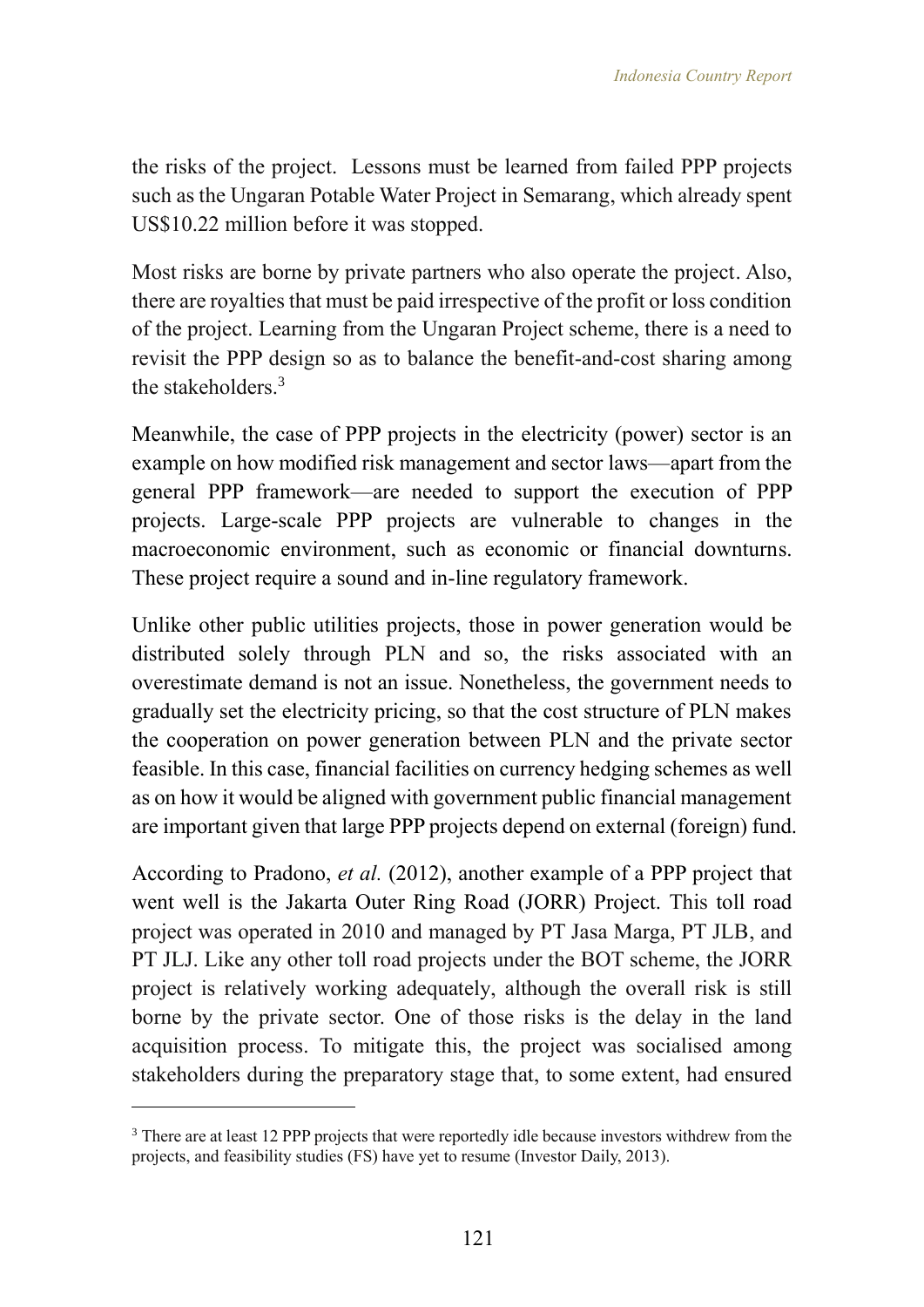the risks of the project. Lessons must be learned from failed PPP projects such as the Ungaran Potable Water Project in Semarang, which already spent US$10.22 million before it was stopped.

Most risks are borne by private partners who also operate the project. Also, there are royalties that must be paid irrespective of the profit or loss condition of the project. Learning from the Ungaran Project scheme, there is a need to revisit the PPP design so as to balance the benefit-and-cost sharing among the stakeholders.[3]

Meanwhile, the case of PPP projects in the electricity (power) sector is an example on how modified risk management and sector laws—apart from the general PPP framework—are needed to support the execution of PPP projects. Large-scale PPP projects are vulnerable to changes in the macroeconomic environment, such as economic or financial downturns. These project require a sound and in-line regulatory framework.

Unlike other public utilities projects, those in power generation would be distributed solely through PLN and so, the risks associated with an overestimate demand is not an issue. Nonetheless, the government needs to gradually set the electricity pricing, so that the cost structure of PLN makes the cooperation on power generation between PLN and the private sector feasible. In this case, financial facilities on currency hedging schemes as well as on how it would be aligned with government public financial management are important given that large PPP projects depend on external (foreign) fund.

According to Pradono, *et al.* (2012), another example of a PPP project that went well is the Jakarta Outer Ring Road (JORR) Project. This toll road project was operated in 2010 and managed by PT Jasa Marga, PT JLB, and PT JLJ. Like any other toll road projects under the BOT scheme, the JORR project is relatively working adequately, although the overall risk is still borne by the private sector. One of those risks is the delay in the land acquisition process. To mitigate this, the project was socialised among stakeholders during the preparatory stage that, to some extent, had ensured

---

[3] There are at least 12 PPP projects that were reportedly idle because investors withdrew from the projects, and feasibility studies (FS) have yet to resume (Investor Daily, 2013).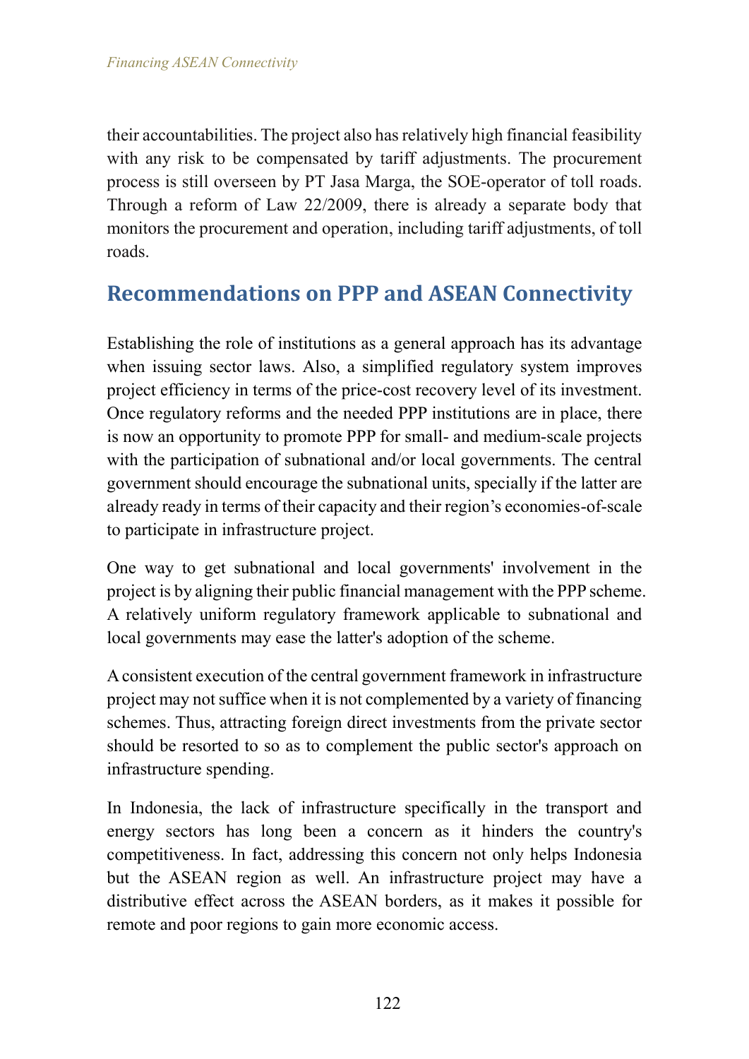their accountabilities. The project also has relatively high financial feasibility with any risk to be compensated by tariff adjustments. The procurement process is still overseen by PT Jasa Marga, the SOE-operator of toll roads. Through a reform of Law 22/2009, there is already a separate body that monitors the procurement and operation, including tariff adjustments, of toll roads.

## Recommendations on PPP and ASEAN Connectivity

Establishing the role of institutions as a general approach has its advantage when issuing sector laws. Also, a simplified regulatory system improves project efficiency in terms of the price-cost recovery level of its investment. Once regulatory reforms and the needed PPP institutions are in place, there is now an opportunity to promote PPP for small- and medium-scale projects with the participation of subnational and/or local governments. The central government should encourage the subnational units, specially if the latter are already ready in terms of their capacity and their region's economies-of-scale to participate in infrastructure project.

One way to get subnational and local governments' involvement in the project is by aligning their public financial management with the PPP scheme. A relatively uniform regulatory framework applicable to subnational and local governments may ease the latter's adoption of the scheme.

A consistent execution of the central government framework in infrastructure project may not suffice when it is not complemented by a variety of financing schemes. Thus, attracting foreign direct investments from the private sector should be resorted to so as to complement the public sector's approach on infrastructure spending.

In Indonesia, the lack of infrastructure specifically in the transport and energy sectors has long been a concern as it hinders the country's competitiveness. In fact, addressing this concern not only helps Indonesia but the ASEAN region as well. An infrastructure project may have a distributive effect across the ASEAN borders, as it makes it possible for remote and poor regions to gain more economic access.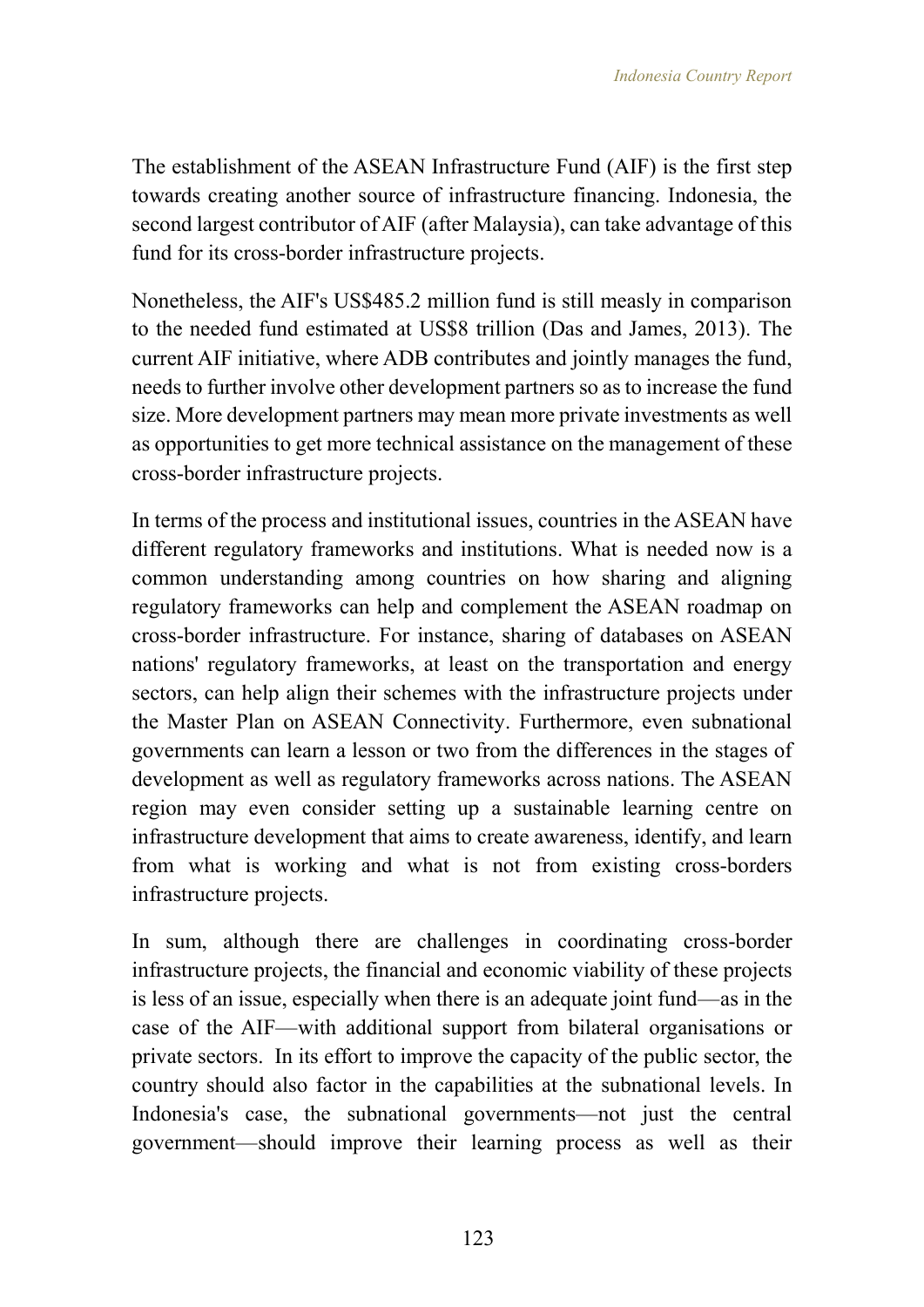The establishment of the ASEAN Infrastructure Fund (AIF) is the first step towards creating another source of infrastructure financing. Indonesia, the second largest contributor of AIF (after Malaysia), can take advantage of this fund for its cross-border infrastructure projects.

Nonetheless, the AIF's US$485.2 million fund is still measly in comparison to the needed fund estimated at US$8 trillion (Das and James, 2013). The current AIF initiative, where ADB contributes and jointly manages the fund, needs to further involve other development partners so as to increase the fund size. More development partners may mean more private investments as well as opportunities to get more technical assistance on the management of these cross-border infrastructure projects.

In terms of the process and institutional issues, countries in the ASEAN have different regulatory frameworks and institutions. What is needed now is a common understanding among countries on how sharing and aligning regulatory frameworks can help and complement the ASEAN roadmap on cross-border infrastructure. For instance, sharing of databases on ASEAN nations' regulatory frameworks, at least on the transportation and energy sectors, can help align their schemes with the infrastructure projects under the Master Plan on ASEAN Connectivity. Furthermore, even subnational governments can learn a lesson or two from the differences in the stages of development as well as regulatory frameworks across nations. The ASEAN region may even consider setting up a sustainable learning centre on infrastructure development that aims to create awareness, identify, and learn from what is working and what is not from existing cross-borders infrastructure projects.

In sum, although there are challenges in coordinating cross-border infrastructure projects, the financial and economic viability of these projects is less of an issue, especially when there is an adequate joint fund—as in the case of the AIF—with additional support from bilateral organisations or private sectors. In its effort to improve the capacity of the public sector, the country should also factor in the capabilities at the subnational levels. In Indonesia's case, the subnational governments—not just the central government—should improve their learning process as well as their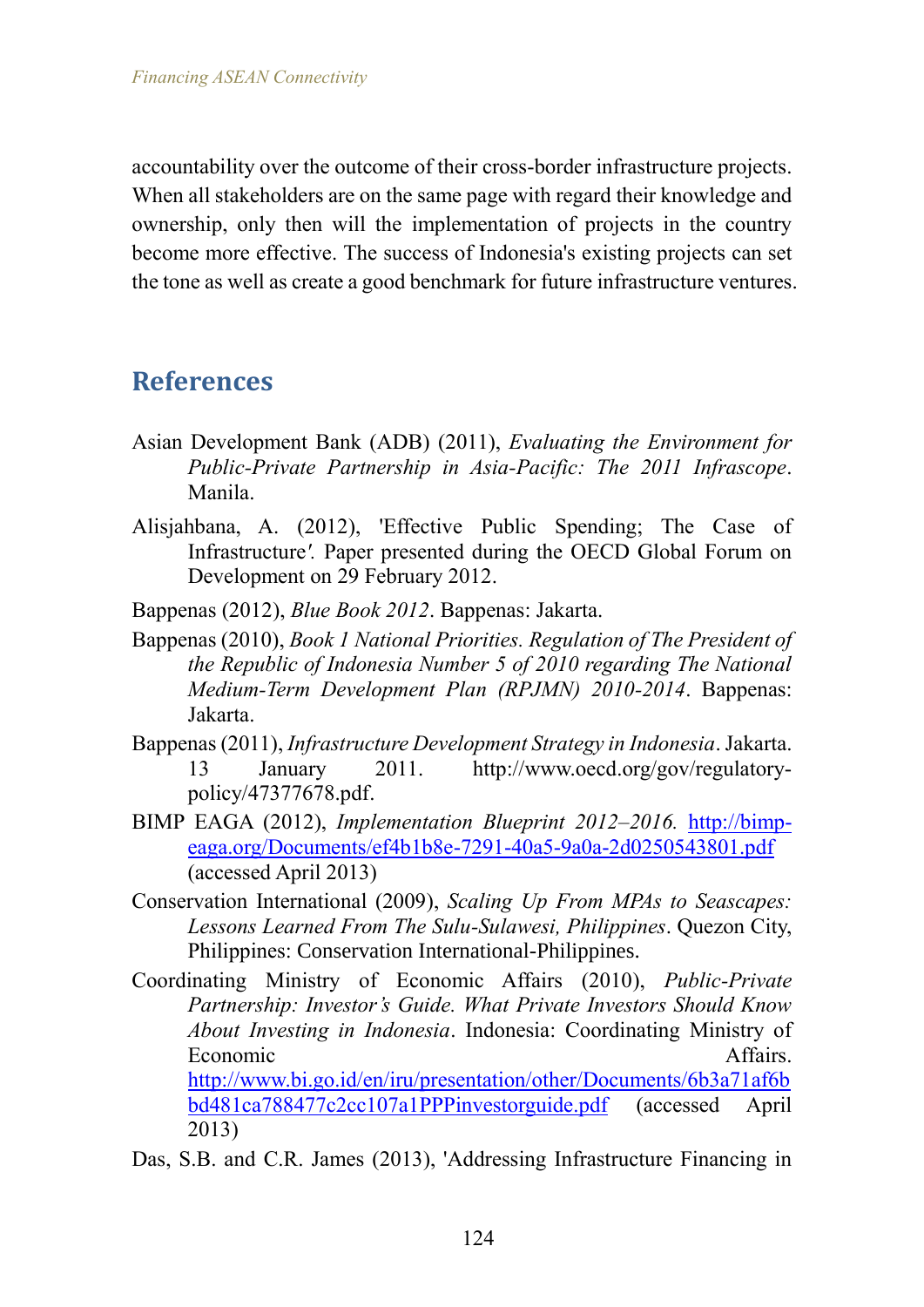accountability over the outcome of their cross-border infrastructure projects. When all stakeholders are on the same page with regard their knowledge and ownership, only then will the implementation of projects in the country become more effective. The success of Indonesia's existing projects can set the tone as well as create a good benchmark for future infrastructure ventures.

## References

Asian Development Bank (ADB) (2011), *Evaluating the Environment for Public-Private Partnership in Asia-Pacific: The 2011 Infrascope*. Manila.

Alisjahbana, A. (2012), 'Effective Public Spending; The Case of Infrastructure'. Paper presented during the OECD Global Forum on Development on 29 February 2012.

Bappenas (2012), *Blue Book 2012*. Bappenas: Jakarta.

Bappenas (2010), *Book 1 National Priorities. Regulation of The President of the Republic of Indonesia Number 5 of 2010 regarding The National Medium-Term Development Plan (RPJMN) 2010-2014*. Bappenas: Jakarta.

Bappenas (2011), *Infrastructure Development Strategy in Indonesia*. Jakarta. 13 January 2011. http://www.oecd.org/gov/regulatory-policy/47377678.pdf.

BIMP EAGA (2012), *Implementation Blueprint 2012–2016.* http://bimp-eaga.org/Documents/ef4b1b8e-7291-40a5-9a0a-2d0250543801.pdf (accessed April 2013)

Conservation International (2009), *Scaling Up From MPAs to Seascapes: Lessons Learned From The Sulu-Sulawesi, Philippines*. Quezon City, Philippines: Conservation International-Philippines.

Coordinating Ministry of Economic Affairs (2010), *Public-Private Partnership: Investor's Guide. What Private Investors Should Know About Investing in Indonesia*. Indonesia: Coordinating Ministry of Economic Affairs. http://www.bi.go.id/en/iru/presentation/other/Documents/6b3a71af6bbd481ca788477c2cc107a1PPPinvestorguide.pdf (accessed April 2013)

Das, S.B. and C.R. James (2013), 'Addressing Infrastructure Financing in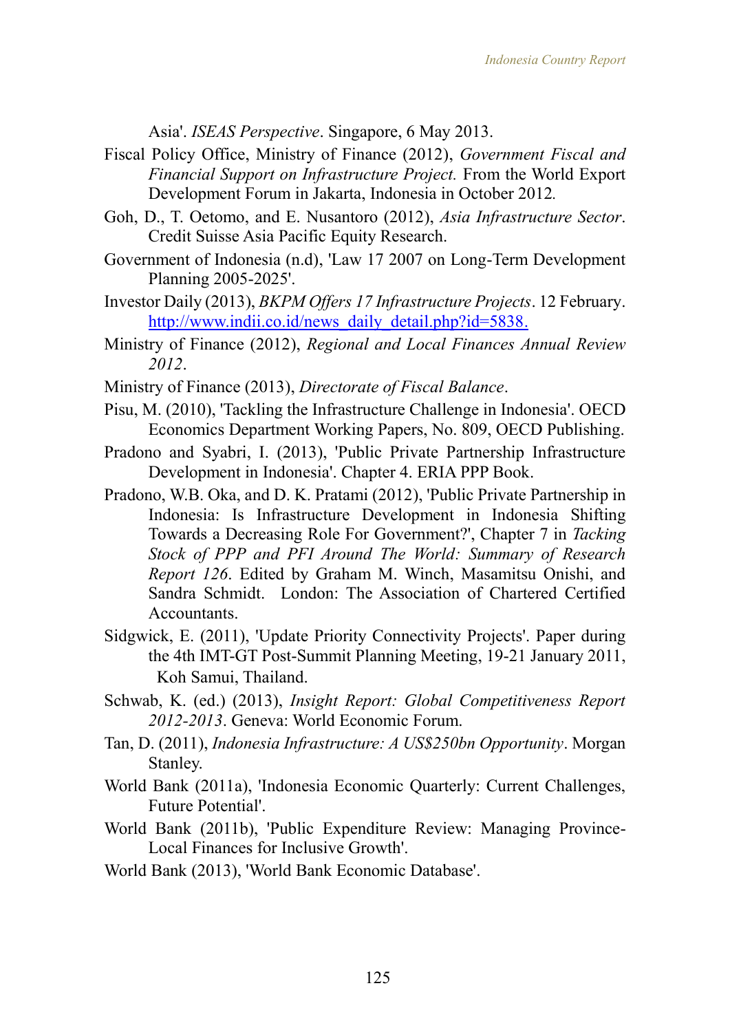Asia'. *ISEAS Perspective*. Singapore, 6 May 2013.

Fiscal Policy Office, Ministry of Finance (2012), *Government Fiscal and Financial Support on Infrastructure Project.* From the World Export Development Forum in Jakarta, Indonesia in October 2012.

Goh, D., T. Oetomo, and E. Nusantoro (2012), *Asia Infrastructure Sector*. Credit Suisse Asia Pacific Equity Research.

Government of Indonesia (n.d), 'Law 17 2007 on Long-Term Development Planning 2005-2025'.

Investor Daily (2013), *BKPM Offers 17 Infrastructure Projects*. 12 February. http://www.indii.co.id/news_daily_detail.php?id=5838.

Ministry of Finance (2012), *Regional and Local Finances Annual Review 2012*.

Ministry of Finance (2013), *Directorate of Fiscal Balance*.

Pisu, M. (2010), 'Tackling the Infrastructure Challenge in Indonesia'. OECD Economics Department Working Papers, No. 809, OECD Publishing.

Pradono and Syabri, I. (2013), 'Public Private Partnership Infrastructure Development in Indonesia'. Chapter 4. ERIA PPP Book.

Pradono, W.B. Oka, and D. K. Pratami (2012), 'Public Private Partnership in Indonesia: Is Infrastructure Development in Indonesia Shifting Towards a Decreasing Role For Government?', Chapter 7 in *Tacking Stock of PPP and PFI Around The World: Summary of Research Report 126*. Edited by Graham M. Winch, Masamitsu Onishi, and Sandra Schmidt. London: The Association of Chartered Certified Accountants.

Sidgwick, E. (2011), 'Update Priority Connectivity Projects'. Paper during the 4th IMT-GT Post-Summit Planning Meeting, 19-21 January 2011, Koh Samui, Thailand.

Schwab, K. (ed.) (2013), *Insight Report: Global Competitiveness Report 2012-2013*. Geneva: World Economic Forum.

Tan, D. (2011), *Indonesia Infrastructure: A US$250bn Opportunity*. Morgan Stanley.

World Bank (2011a), 'Indonesia Economic Quarterly: Current Challenges, Future Potential'.

World Bank (2011b), 'Public Expenditure Review: Managing Province-Local Finances for Inclusive Growth'.

World Bank (2013), 'World Bank Economic Database'.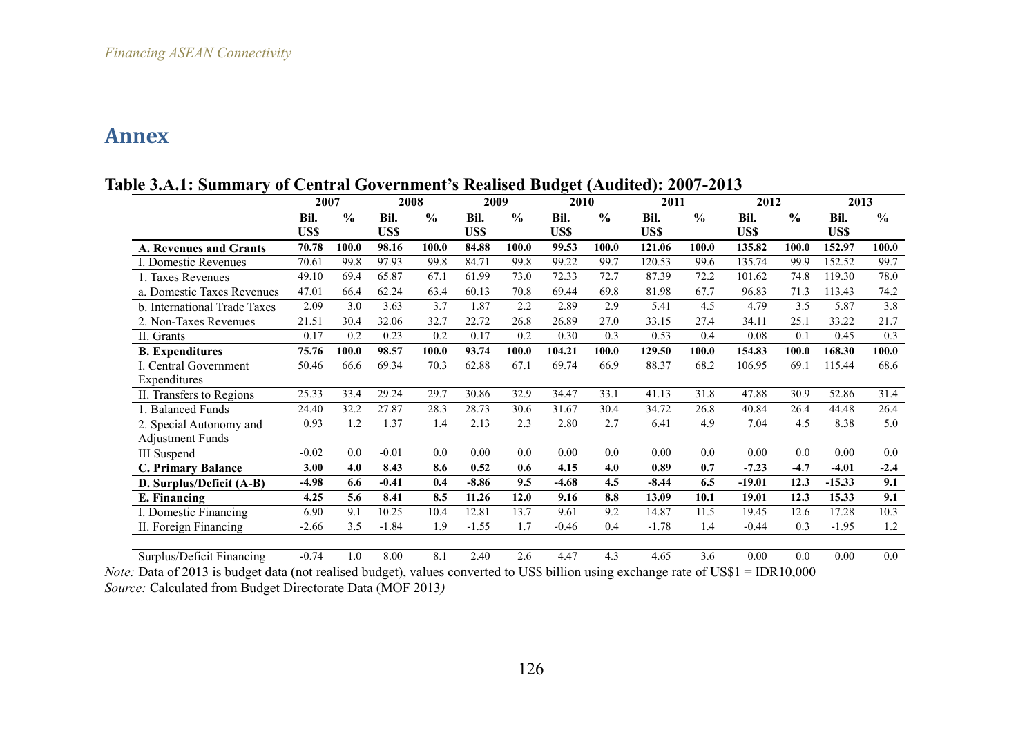## Annex

**Table 3.A.1: Summary of Central Government's Realised Budget (Audited): 2007-2013**

| | 2007 | | 2008 | | 2009 | | 2010 | | 2011 | | 2012 | | 2013 | |
|---|---|---|---|---|---|---|---|---|---|---|---|---|---|---|
| | Bil. US$ | % | Bil. US$ | % | Bil. US$ | % | Bil. US$ | % | Bil. US$ | % | Bil. US$ | % | Bil. US$ | % |
| **A. Revenues and Grants** | **70.78** | **100.0** | **98.16** | **100.0** | **84.88** | **100.0** | **99.53** | **100.0** | **121.06** | **100.0** | **135.82** | **100.0** | **152.97** | **100.0** |
| I. Domestic Revenues | 70.61 | 99.8 | 97.93 | 99.8 | 84.71 | 99.8 | 99.22 | 99.7 | 120.53 | 99.6 | 135.74 | 99.9 | 152.52 | 99.7 |
| 1. Taxes Revenues | 49.10 | 69.4 | 65.87 | 67.1 | 61.99 | 73.0 | 72.33 | 72.7 | 87.39 | 72.2 | 101.62 | 74.8 | 119.30 | 78.0 |
| a. Domestic Taxes Revenues | 47.01 | 66.4 | 62.24 | 63.4 | 60.13 | 70.8 | 69.44 | 69.8 | 81.98 | 67.7 | 96.83 | 71.3 | 113.43 | 74.2 |
| b. International Trade Taxes | 2.09 | 3.0 | 3.63 | 3.7 | 1.87 | 2.2 | 2.89 | 2.9 | 5.41 | 4.5 | 4.79 | 3.5 | 5.87 | 3.8 |
| 2. Non-Taxes Revenues | 21.51 | 30.4 | 32.06 | 32.7 | 22.72 | 26.8 | 26.89 | 27.0 | 33.15 | 27.4 | 34.11 | 25.1 | 33.22 | 21.7 |
| II. Grants | 0.17 | 0.2 | 0.23 | 0.2 | 0.17 | 0.2 | 0.30 | 0.3 | 0.53 | 0.4 | 0.08 | 0.1 | 0.45 | 0.3 |
| **B. Expenditures** | **75.76** | **100.0** | **98.57** | **100.0** | **93.74** | **100.0** | **104.21** | **100.0** | **129.50** | **100.0** | **154.83** | **100.0** | **168.30** | **100.0** |
| I. Central Government Expenditures | 50.46 | 66.6 | 69.34 | 70.3 | 62.88 | 67.1 | 69.74 | 66.9 | 88.37 | 68.2 | 106.95 | 69.1 | 115.44 | 68.6 |
| II. Transfers to Regions | 25.33 | 33.4 | 29.24 | 29.7 | 30.86 | 32.9 | 34.47 | 33.1 | 41.13 | 31.8 | 47.88 | 30.9 | 52.86 | 31.4 |
| 1. Balanced Funds | 24.40 | 32.2 | 27.87 | 28.3 | 28.73 | 30.6 | 31.67 | 30.4 | 34.72 | 26.8 | 40.84 | 26.4 | 44.48 | 26.4 |
| 2. Special Autonomy and Adjustment Funds | 0.93 | 1.2 | 1.37 | 1.4 | 2.13 | 2.3 | 2.80 | 2.7 | 6.41 | 4.9 | 7.04 | 4.5 | 8.38 | 5.0 |
| III Suspend | -0.02 | 0.0 | -0.01 | 0.0 | 0.00 | 0.0 | 0.00 | 0.0 | 0.00 | 0.0 | 0.00 | 0.0 | 0.00 | 0.0 |
| **C. Primary Balance** | **3.00** | **4.0** | **8.43** | **8.6** | **0.52** | **0.6** | **4.15** | **4.0** | **0.89** | **0.7** | **-7.23** | **-4.7** | **-4.01** | **-2.4** |
| **D. Surplus/Deficit (A-B)** | **-4.98** | **6.6** | **-0.41** | **0.4** | **-8.86** | **9.5** | **-4.68** | **4.5** | **-8.44** | **6.5** | **-19.01** | **12.3** | **-15.33** | **9.1** |
| **E. Financing** | **4.25** | **5.6** | **8.41** | **8.5** | **11.26** | **12.0** | **9.16** | **8.8** | **13.09** | **10.1** | **19.01** | **12.3** | **15.33** | **9.1** |
| I. Domestic Financing | 6.90 | 9.1 | 10.25 | 10.4 | 12.81 | 13.7 | 9.61 | 9.2 | 14.87 | 11.5 | 19.45 | 12.6 | 17.28 | 10.3 |
| II. Foreign Financing | -2.66 | 3.5 | -1.84 | 1.9 | -1.55 | 1.7 | -0.46 | 0.4 | -1.78 | 1.4 | -0.44 | 0.3 | -1.95 | 1.2 |
| Surplus/Deficit Financing | -0.74 | 1.0 | 8.00 | 8.1 | 2.40 | 2.6 | 4.47 | 4.3 | 4.65 | 3.6 | 0.00 | 0.0 | 0.00 | 0.0 |

*Note:* Data of 2013 is budget data (not realised budget), values converted to US$ billion using exchange rate of US$1 = IDR10,000

*Source:* Calculated from Budget Directorate Data (MOF 2013)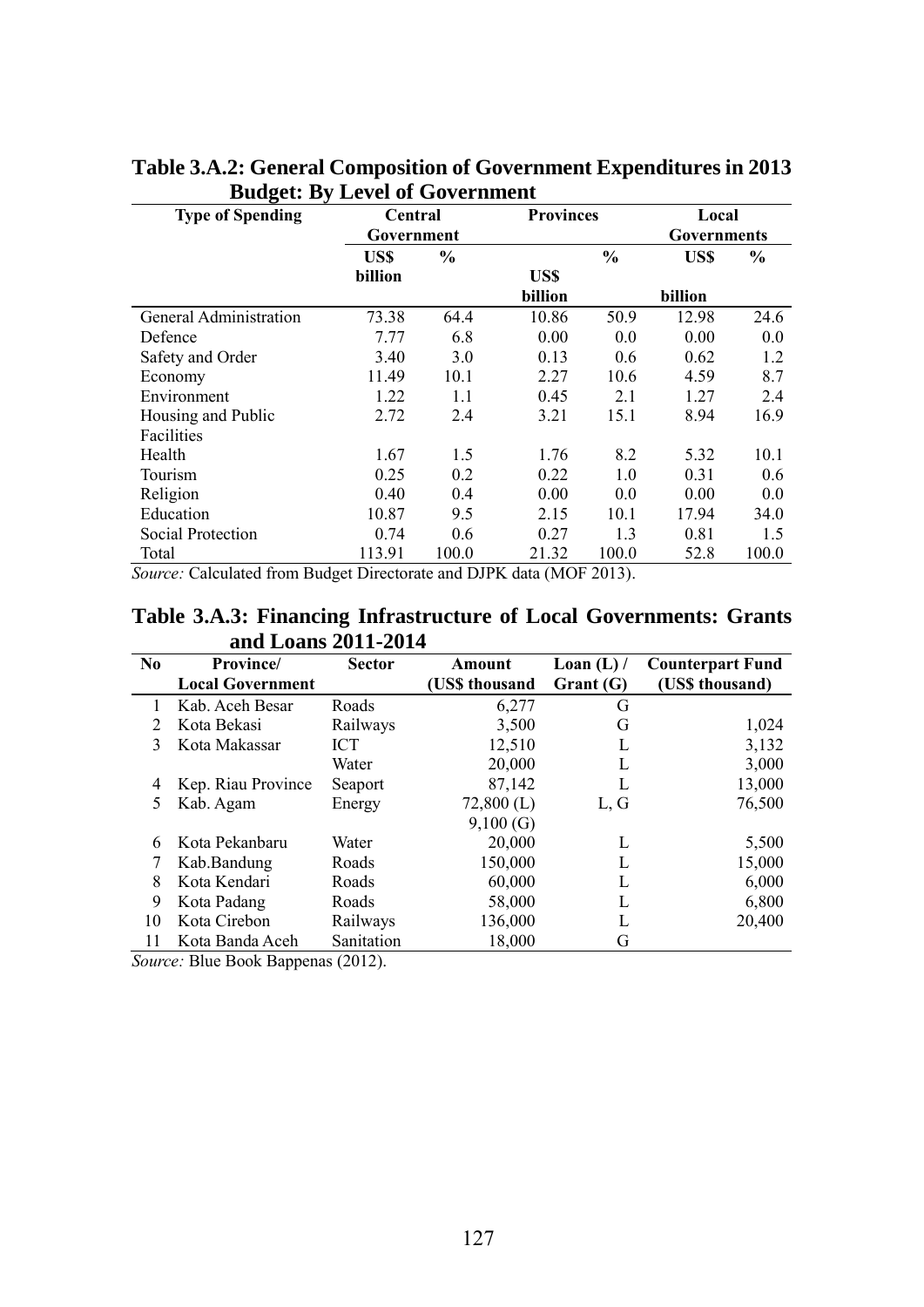**Table 3.A.2: General Composition of Government Expenditures in 2013 Budget: By Level of Government**

| Type of Spending | Central Government | | Provinces | | Local Governments | |
|---|---|---|---|---|---|---|
| | US$ billion | % | US$ billion | % | US$ billion | % |
| General Administration | 73.38 | 64.4 | 10.86 | 50.9 | 12.98 | 24.6 |
| Defence | 7.77 | 6.8 | 0.00 | 0.0 | 0.00 | 0.0 |
| Safety and Order | 3.40 | 3.0 | 0.13 | 0.6 | 0.62 | 1.2 |
| Economy | 11.49 | 10.1 | 2.27 | 10.6 | 4.59 | 8.7 |
| Environment | 1.22 | 1.1 | 0.45 | 2.1 | 1.27 | 2.4 |
| Housing and Public Facilities | 2.72 | 2.4 | 3.21 | 15.1 | 8.94 | 16.9 |
| Health | 1.67 | 1.5 | 1.76 | 8.2 | 5.32 | 10.1 |
| Tourism | 0.25 | 0.2 | 0.22 | 1.0 | 0.31 | 0.6 |
| Religion | 0.40 | 0.4 | 0.00 | 0.0 | 0.00 | 0.0 |
| Education | 10.87 | 9.5 | 2.15 | 10.1 | 17.94 | 34.0 |
| Social Protection | 0.74 | 0.6 | 0.27 | 1.3 | 0.81 | 1.5 |
| Total | 113.91 | 100.0 | 21.32 | 100.0 | 52.8 | 100.0 |

*Source:* Calculated from Budget Directorate and DJPK data (MOF 2013).

**Table 3.A.3: Financing Infrastructure of Local Governments: Grants and Loans 2011-2014**

| No | Province/ Local Government | Sector | Amount (US$ thousand | Loan (L) / Grant (G) | Counterpart Fund (US$ thousand) |
|---|---|---|---|---|---|
| 1 | Kab. Aceh Besar | Roads | 6,277 | G | |
| 2 | Kota Bekasi | Railways | 3,500 | G | 1,024 |
| 3 | Kota Makassar | ICT | 12,510 | L | 3,132 |
| | | Water | 20,000 | L | 3,000 |
| 4 | Kep. Riau Province | Seaport | 87,142 | L | 13,000 |
| 5 | Kab. Agam | Energy | 72,800 (L) 9,100 (G) | L, G | 76,500 |
| 6 | Kota Pekanbaru | Water | 20,000 | L | 5,500 |
| 7 | Kab.Bandung | Roads | 150,000 | L | 15,000 |
| 8 | Kota Kendari | Roads | 60,000 | L | 6,000 |
| 9 | Kota Padang | Roads | 58,000 | L | 6,800 |
| 10 | Kota Cirebon | Railways | 136,000 | L | 20,400 |
| 11 | Kota Banda Aceh | Sanitation | 18,000 | G | |

*Source:* Blue Book Bappenas (2012).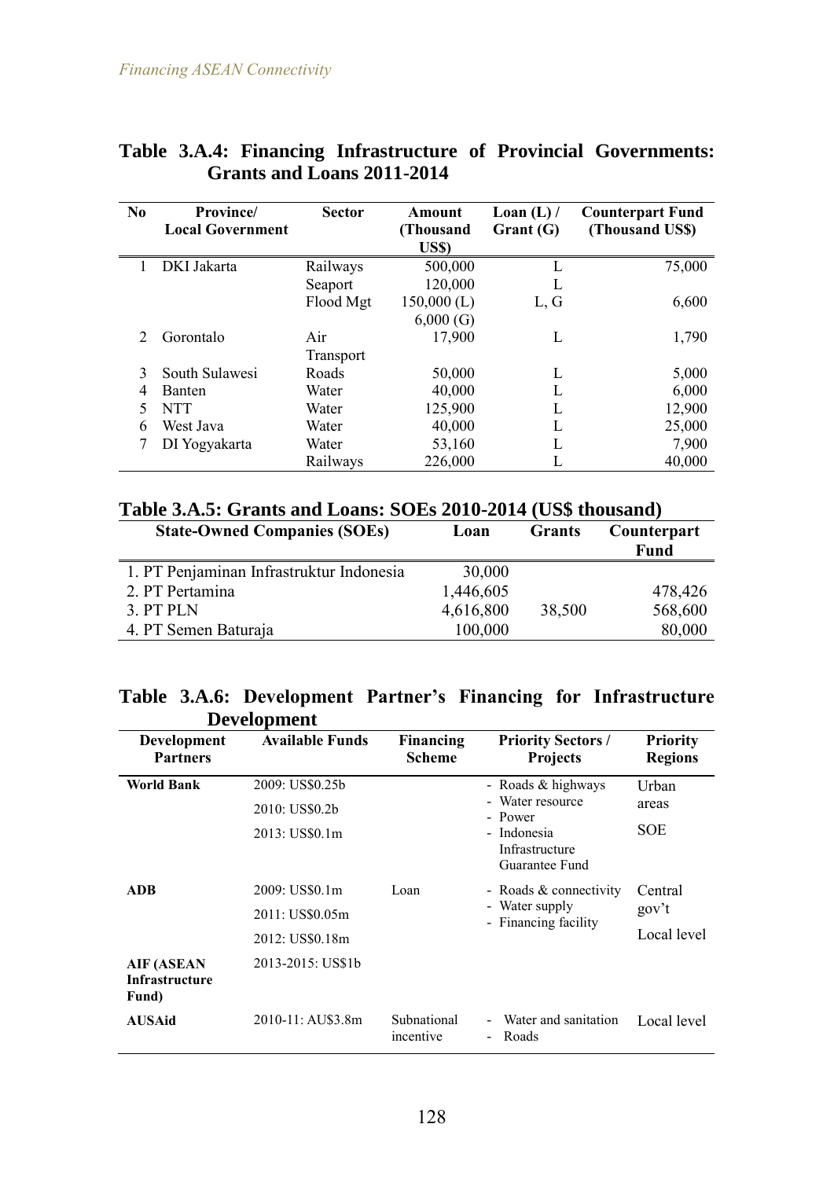**Table 3.A.4: Financing Infrastructure of Provincial Governments: Grants and Loans 2011-2014**

| No | Province/ Local Government | Sector | Amount (Thousand US$) | Loan (L) / Grant (G) | Counterpart Fund (Thousand US$) |
|---|---|---|---|---|---|
| 1 | DKI Jakarta | Railways | 500,000 | L | 75,000 |
| | | Seaport | 120,000 | L | |
| | | Flood Mgt | 150,000 (L) 6,000 (G) | L, G | 6,600 |
| 2 | Gorontalo | Air Transport | 17,900 | L | 1,790 |
| 3 | South Sulawesi | Roads | 50,000 | L | 5,000 |
| 4 | Banten | Water | 40,000 | L | 6,000 |
| 5 | NTT | Water | 125,900 | L | 12,900 |
| 6 | West Java | Water | 40,000 | L | 25,000 |
| 7 | DI Yogyakarta | Water | 53,160 | L | 7,900 |
| | | Railways | 226,000 | L | 40,000 |

**Table 3.A.5: Grants and Loans: SOEs 2010-2014 (US$ thousand)**

| State-Owned Companies (SOEs) | Loan | Grants | Counterpart Fund |
|---|---|---|---|
| 1. PT Penjaminan Infrastruktur Indonesia | 30,000 | | |
| 2. PT Pertamina | 1,446,605 | | 478,426 |
| 3. PT PLN | 4,616,800 | 38,500 | 568,600 |
| 4. PT Semen Baturaja | 100,000 | | 80,000 |

**Table 3.A.6: Development Partner's Financing for Infrastructure Development**

| Development Partners | Available Funds | Financing Scheme | Priority Sectors / Projects | Priority Regions |
|---|---|---|---|---|
| **World Bank** | 2009: US$0.25b<br>2010: US$0.2b<br>2013: US$0.1m | | - Roads & highways<br>- Water resource<br>- Power<br>- Indonesia Infrastructure Guarantee Fund | Urban areas<br>SOE |
| **ADB** | 2009: US$0.1m<br>2011: US$0.05m<br>2012: US$0.18m | Loan | - Roads & connectivity<br>- Water supply<br>- Financing facility | Central gov't<br>Local level |
| **AIF (ASEAN Infrastructure Fund)** | 2013-2015: US$1b | | | |
| **AUSAid** | 2010-11: AU$3.8m | Subnational incentive | - Water and sanitation<br>- Roads | Local level |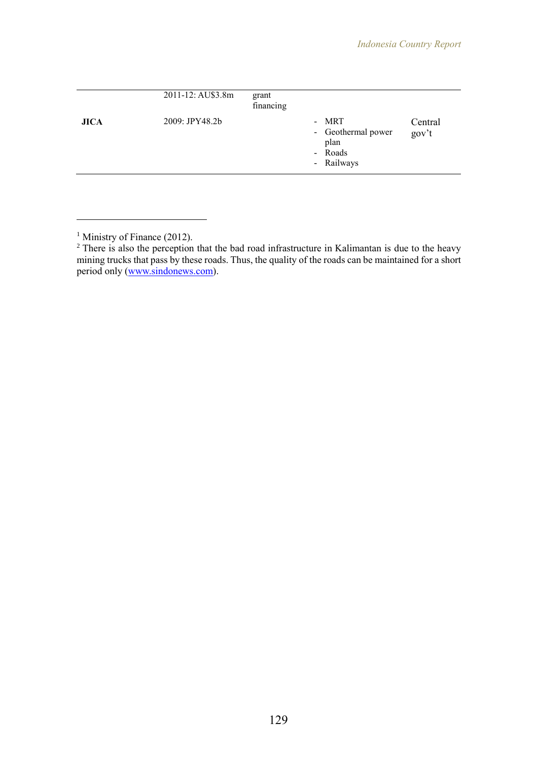| | | | | |
|---|---|---|---|---|
| | 2011-12: AU$3.8m | grant financing | | |
| **JICA** | 2009: JPY48.2b | | - MRT<br>- Geothermal power plan<br>- Roads<br>- Railways | Central gov't |

---

[1] Ministry of Finance (2012).

[2] There is also the perception that the bad road infrastructure in Kalimantan is due to the heavy mining trucks that pass by these roads. Thus, the quality of the roads can be maintained for a short period only (www.sindonews.com).